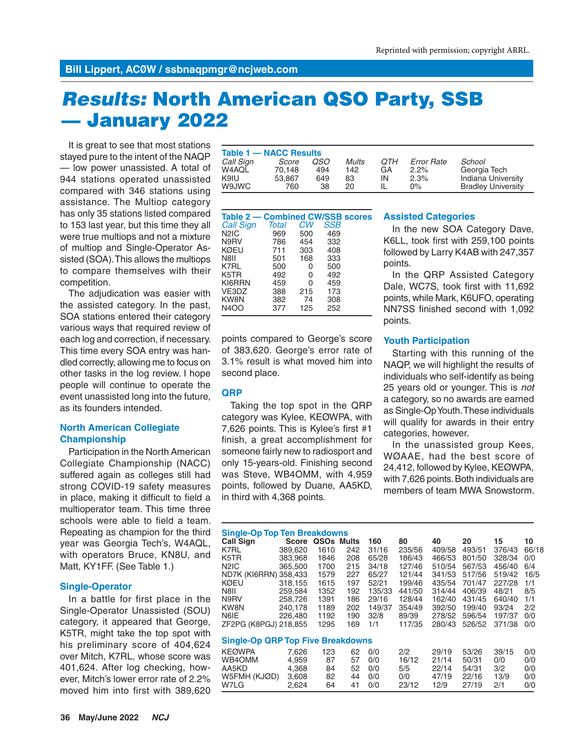Reprinted with permission; copyright ARRL.

Bill Lippert, ACØW / ssbnaqpmgr@ncjweb.com

# *Results:* North American QSO Party, SSB — January 2022

It is great to see that most stations stayed pure to the intent of the NAQP — low power unassisted. A total of 944 stations operated unassisted compared with 346 stations using assistance. The Multiop category has only 35 stations listed compared to 153 last year, but this time they all were true multiops and not a mixture of multiop and Single-Operator Assisted (SOA). This allows the multiops to compare themselves with their competition.

The adjudication was easier with the assisted category. In the past, SOA stations entered their category various ways that required review of each log and correction, if necessary. This time every SOA entry was handled correctly, allowing me to focus on other tasks in the log review. I hope people will continue to operate the event unassisted long into the future, as its founders intended.

### North American Collegiate Championship

Participation in the North American Collegiate Championship (NACC) suffered again as colleges still had strong COVID-19 safety measures in place, making it difficult to field a multioperator team. This time three schools were able to field a team. Repeating as champion for the third year was Georgia Tech's, W4AQL, with operators Bruce, KN8U, and Matt, KY1FF. (See Table 1.)

**Table 1 — NACC Results**

| *Call Sign* | *Score* | *QSO* | *Mults* | *QTH* | *Error Rate* | *School* |
|---|---|---|---|---|---|---|
| W4AQL | 70,148 | 494 | 142 | GA | 2.2% | Georgia Tech |
| K9IU | 53,867 | 649 | 83 | IN | 2.3% | Indiana University |
| W9JWC | 760 | 38 | 20 | IL | 0% | Bradley University |

### Single-Operator

In a battle for first place in the Single-Operator Unassisted (SOU) category, it appeared that George, K5TR, might take the top spot with his preliminary score of 404,624 over Mitch, K7RL, whose score was 401,624. After log checking, however, Mitch's lower error rate of 2.2% moved him into first with 389,620 points compared to George's score of 383,620. George's error rate of 3.1% result is what moved him into second place.

**Table 2 — Combined CW/SSB scores**

| *Call Sign* | *Total* | *CW* | *SSB* |
|---|---|---|---|
| N2IC | 969 | 500 | 469 |
| N9RV | 786 | 454 | 332 |
| KØEU | 711 | 303 | 408 |
| N8II | 501 | 168 | 333 |
| K7RL | 500 | 0 | 500 |
| K5TR | 492 | 0 | 492 |
| KI6RRN | 459 | 0 | 459 |
| VE3DZ | 388 | 215 | 173 |
| KW8N | 382 | 74 | 308 |
| N4OO | 377 | 125 | 252 |

### QRP

Taking the top spot in the QRP category was Kylee, KEØWPA, with 7,626 points. This is Kylee's first #1 finish, a great accomplishment for someone fairly new to radiosport and only 15-years-old. Finishing second was Steve, WB4OMM, with 4,959 points, followed by Duane, AA5KD, in third with 4,368 points.

### Assisted Categories

In the new SOA Category Dave, K6LL, took first with 259,100 points followed by Larry K4AB with 247,357 points.

In the QRP Assisted Category Dale, WC7S, took first with 11,692 points, while Mark, K6UFO, operating NN7SS finished second with 1,092 points.

### Youth Participation

Starting with this running of the NAQP, we will highlight the results of individuals who self-identify as being 25 years old or younger. This is *not* a category, so no awards are earned as Single-Op Youth. These individuals will qualify for awards in their entry categories, however.

In the unassisted group Kees, WØAAE, had the best score of 24,412, followed by Kylee, KEØWPA, with 7,626 points. Both individuals are members of team MWA Snowstorm.

**Single-Op Top Ten Breakdowns**

| Call Sign | Score | QSOs | Mults | 160 | 80 | 40 | 20 | 15 | 10 |
|---|---|---|---|---|---|---|---|---|---|
| K7RL | 389,620 | 1610 | 242 | 31/16 | 235/56 | 409/58 | 493/51 | 376/43 | 66/18 |
| K5TR | 383,968 | 1846 | 208 | 65/28 | 186/43 | 466/53 | 801/50 | 328/34 | 0/0 |
| N2IC | 365,500 | 1700 | 215 | 34/18 | 127/46 | 510/54 | 567/53 | 456/40 | 6/4 |
| ND7K (KI6RRN) | 358,433 | 1579 | 227 | 65/27 | 121/44 | 341/53 | 517/56 | 519/42 | 16/5 |
| KØEU | 318,155 | 1615 | 197 | 52/21 | 199/46 | 435/54 | 701/47 | 227/28 | 1/1 |
| N8II | 259,584 | 1352 | 192 | 135/33 | 441/50 | 314/44 | 406/39 | 48/21 | 8/5 |
| N9RV | 258,726 | 1391 | 186 | 29/16 | 128/44 | 162/40 | 431/45 | 640/40 | 1/1 |
| KW8N | 240,178 | 1189 | 202 | 149/37 | 354/49 | 392/50 | 199/40 | 93/24 | 2/2 |
| N6IE | 226,480 | 1192 | 190 | 32/8 | 89/39 | 278/52 | 596/54 | 197/37 | 0/0 |
| ZF2PG (K8PGJ) | 218,855 | 1295 | 169 | 1/1 | 117/35 | 280/43 | 526/52 | 371/38 | 0/0 |

**Single-Op QRP Top Five Breakdowns**

| Call Sign | Score | QSOs | Mults | 160 | 80 | 40 | 20 | 15 | 10 |
|---|---|---|---|---|---|---|---|---|---|
| KEØWPA | 7,626 | 123 | 62 | 0/0 | 2/2 | 29/19 | 53/26 | 39/15 | 0/0 |
| WB4OMM | 4,959 | 87 | 57 | 0/0 | 16/12 | 21/14 | 50/31 | 0/0 | 0/0 |
| AA5KD | 4,368 | 84 | 52 | 0/0 | 5/5 | 22/14 | 54/31 | 3/2 | 0/0 |
| W5FMH (KJØD) | 3,608 | 82 | 44 | 0/0 | 0/0 | 47/19 | 22/16 | 13/9 | 0/0 |
| W7LG | 2,624 | 64 | 41 | 0/0 | 23/12 | 12/9 | 27/19 | 2/1 | 0/0 |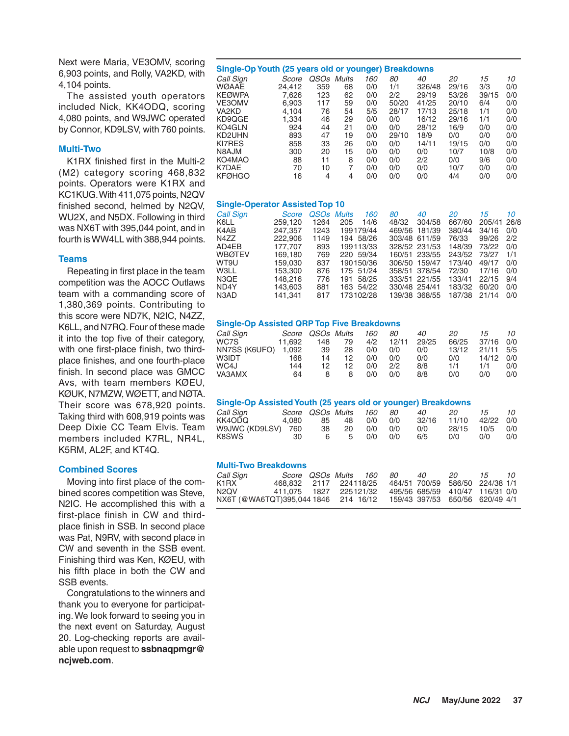Next were Maria, VE3OMV, scoring 6,903 points, and Rolly, VA2KD, with 4,104 points.

The assisted youth operators included Nick, KK4ODQ, scoring 4,080 points, and W9JWC operated by Connor, KD9LSV, with 760 points.

### Multi-Two

K1RX finished first in the Multi-2 (M2) category scoring 468,832 points. Operators were K1RX and KC1KUG. With 411,075 points, N2QV finished second, helmed by N2QV, WU2X, and N5DX. Following in third was NX6T with 395,044 point, and in fourth is WW4LL with 388,944 points.

### Teams

Repeating in first place in the team competition was the AOCC Outlaws team with a commanding score of 1,380,369 points. Contributing to this score were ND7K, N2IC, N4ZZ, K6LL, and N7RQ. Four of these made it into the top five of their category, with one first-place finish, two third-place finishes, and one fourth-place finish. In second place was GMCC Avs, with team members KØEU, KØUK, N7MZW, WØETT, and NØTA. Their score was 678,920 points. Taking third with 608,919 points was Deep Dixie CC Team Elvis. Team members included K7RL, NR4L, K5RM, AL2F, and KT4Q.

### Combined Scores

Moving into first place of the combined scores competition was Steve, N2IC. He accomplished this with a first-place finish in CW and third-place finish in SSB. In second place was Pat, N9RV, with second place in CW and seventh in the SSB event. Finishing third was Ken, KØEU, with his fifth place in both the CW and SSB events.

Congratulations to the winners and thank you to everyone for participating. We look forward to seeing you in the next event on Saturday, August 20. Log-checking reports are available upon request to **ssbnaqpmgr@ncjweb.com**.

### Single-Op Youth (25 years old or younger) Breakdowns

| Call Sign | Score | QSOs | Mults | 160 | 80 | 40 | 20 | 15 | 10 |
|---|---|---|---|---|---|---|---|---|---|
| WØAAE | 24,412 | 359 | 68 | 0/0 | 1/1 | 326/48 | 29/16 | 3/3 | 0/0 |
| KEØWPA | 7,626 | 123 | 62 | 0/0 | 2/2 | 29/19 | 53/26 | 39/15 | 0/0 |
| VE3OMV | 6,903 | 117 | 59 | 0/0 | 50/20 | 41/25 | 20/10 | 6/4 | 0/0 |
| VA2KD | 4,104 | 76 | 54 | 5/5 | 28/17 | 17/13 | 25/18 | 1/1 | 0/0 |
| KD9QGE | 1,334 | 46 | 29 | 0/0 | 0/0 | 16/12 | 29/16 | 1/1 | 0/0 |
| KO4GLN | 924 | 44 | 21 | 0/0 | 0/0 | 28/12 | 16/9 | 0/0 | 0/0 |
| KD2UHN | 893 | 47 | 19 | 0/0 | 29/10 | 18/9 | 0/0 | 0/0 | 0/0 |
| KI7RES | 858 | 33 | 26 | 0/0 | 0/0 | 14/11 | 19/15 | 0/0 | 0/0 |
| N8AJM | 300 | 20 | 15 | 0/0 | 0/0 | 0/0 | 10/7 | 10/8 | 0/0 |
| KO4MAO | 88 | 11 | 8 | 0/0 | 0/0 | 2/2 | 0/0 | 9/6 | 0/0 |
| K7DAE | 70 | 10 | 7 | 0/0 | 0/0 | 0/0 | 10/7 | 0/0 | 0/0 |
| KFØHGO | 16 | 4 | 4 | 0/0 | 0/0 | 0/0 | 4/4 | 0/0 | 0/0 |

### Single-Operator Assisted Top 10

| Call Sign | Score | QSOs | Mults | 160 | 80 | 40 | 20 | 15 | 10 |
|---|---|---|---|---|---|---|---|---|---|
| K6LL | 259,120 | 1264 | 205 | 14/6 | 48/32 | 304/58 | 667/60 | 205/41 | 26/8 |
| K4AB | 247,357 | 1243 | 199 | 179/44 | 469/56 | 181/39 | 380/44 | 34/16 | 0/0 |
| N4ZZ | 222,906 | 1149 | 194 | 58/26 | 303/48 | 611/59 | 76/33 | 99/26 | 2/2 |
| AD4EB | 177,707 | 893 | 199 | 113/33 | 328/52 | 231/53 | 148/39 | 73/22 | 0/0 |
| WBØTEV | 169,180 | 769 | 220 | 59/34 | 160/51 | 233/55 | 243/52 | 73/27 | 1/1 |
| WT9U | 159,030 | 837 | 190 | 150/36 | 306/50 | 159/47 | 173/40 | 49/17 | 0/0 |
| W3LL | 153,300 | 876 | 175 | 51/24 | 358/51 | 378/54 | 72/30 | 17/16 | 0/0 |
| N3QE | 148,216 | 776 | 191 | 58/25 | 333/51 | 221/55 | 133/41 | 22/15 | 9/4 |
| ND4Y | 143,603 | 881 | 163 | 54/22 | 330/48 | 254/41 | 183/32 | 60/20 | 0/0 |
| N3AD | 141,341 | 817 | 173 | 102/28 | 139/38 | 368/55 | 187/38 | 21/14 | 0/0 |

### Single-Op Assisted QRP Top Five Breakdowns

| Call Sign | Score | QSOs | Mults | 160 | 80 | 40 | 20 | 15 | 10 |
|---|---|---|---|---|---|---|---|---|---|
| WC7S | 11,692 | 148 | 79 | 4/2 | 12/11 | 29/25 | 66/25 | 37/16 | 0/0 |
| NN7SS (K6UFO) | 1,092 | 39 | 28 | 0/0 | 0/0 | 0/0 | 13/12 | 21/11 | 5/5 |
| W3IDT | 168 | 14 | 12 | 0/0 | 0/0 | 0/0 | 0/0 | 14/12 | 0/0 |
| WC4J | 144 | 12 | 12 | 0/0 | 2/2 | 8/8 | 1/1 | 1/1 | 0/0 |
| VA3AMX | 64 | 8 | 8 | 0/0 | 0/0 | 8/8 | 0/0 | 0/0 | 0/0 |

### Single-Op Assisted Youth (25 years old or younger) Breakdowns

| Call Sign | Score | QSOs | Mults | 160 | 80 | 40 | 20 | 15 | 10 |
|---|---|---|---|---|---|---|---|---|---|
| KK4ODQ | 4,080 | 85 | 48 | 0/0 | 0/0 | 32/16 | 11/10 | 42/22 | 0/0 |
| W9JWC (KD9LSV) | 760 | 38 | 20 | 0/0 | 0/0 | 0/0 | 28/15 | 10/5 | 0/0 |
| K8SWS | 30 | 6 | 5 | 0/0 | 0/0 | 6/5 | 0/0 | 0/0 | 0/0 |

### Multi-Two Breakdowns

| Call Sign | Score | QSOs | Mults | 160 | 80 | 40 | 20 | 15 | 10 |
|---|---|---|---|---|---|---|---|---|---|
| K1RX | 468,832 | 2117 | 224 | 118/25 | 464/51 | 700/59 | 586/50 | 224/38 | 1/1 |
| N2QV | 411,075 | 1827 | 225 | 121/32 | 495/56 | 685/59 | 410/47 | 116/31 | 0/0 |
| NX6T (@WA6TQT) | 395,044 | 1846 | 214 | 16/12 | 159/43 | 397/53 | 650/56 | 620/49 | 4/1 |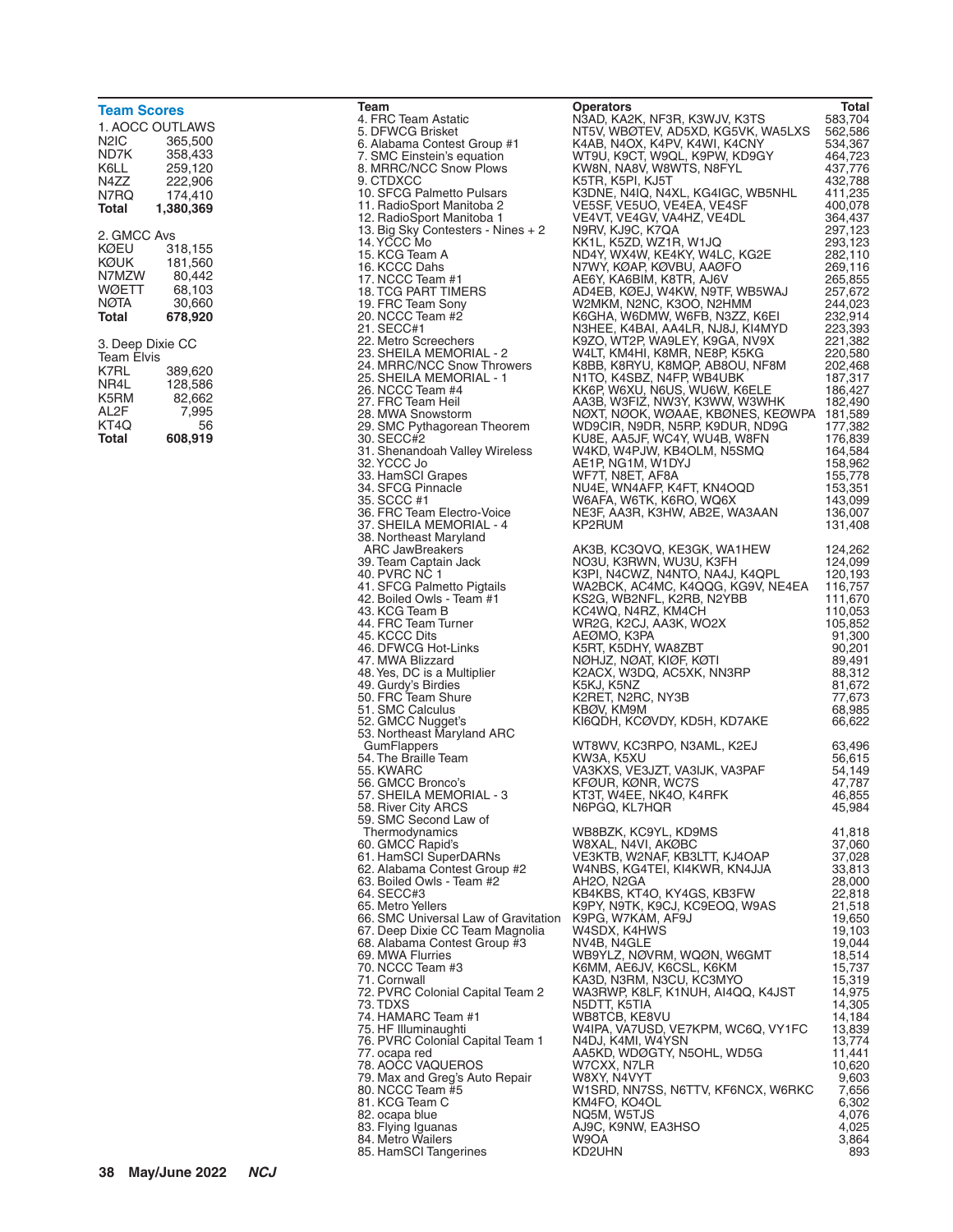### Team Scores

**1. AOCC OUTLAWS**

| Call | Score |
|---|---|
| N2IC | 365,500 |
| ND7K | 358,433 |
| K6LL | 259,120 |
| N4ZZ | 222,906 |
| N7RQ | 174,410 |
| **Total** | **1,380,369** |

**2. GMCC Avs**

| Call | Score |
|---|---|
| KØEU | 318,155 |
| KØUK | 181,560 |
| N7MZW | 80,442 |
| WØETT | 68,103 |
| NØTA | 30,660 |
| **Total** | **678,920** |

**3. Deep Dixie CC Team Elvis**

| Call | Score |
|---|---|
| K7RL | 389,620 |
| NR4L | 128,586 |
| K5RM | 82,662 |
| AL2F | 7,995 |
| KT4Q | 56 |
| **Total** | **608,919** |

| Team | Operators | Total |
|---|---|---|
| 4. FRC Team Astatic | N3AD, KA2K, NF3R, K3WJV, K3TS | 583,704 |
| 5. DFWCG Brisket | NT5V, WBØTEV, AD5XD, KG5VK, WA5LXS | 562,586 |
| 6. Alabama Contest Group #1 | K4AB, N4OX, K4PV, K4WI, K4CNY | 534,367 |
| 7. SMC Einstein's equation | WT9U, K9CT, W9QL, K9PW, KD9GY | 464,723 |
| 8. MRRC/NCC Snow Plows | KW8N, NA8V, W8WTS, N8FYL | 437,776 |
| 9. CTDXCC | K5TR, K5PI, KJ5T | 432,788 |
| 10. SFCG Palmetto Pulsars | K3DNE, N4IQ, N4XL, KG4IGC, WB5NHL | 411,235 |
| 11. RadioSport Manitoba 2 | VE5SF, VE5UO, VE4EA, VE4SF | 400,078 |
| 12. RadioSport Manitoba 1 | VE4VT, VE4GV, VA4HZ, VE4DL | 364,437 |
| 13. Big Sky Contesters - Nines + 2 | N9RV, KJ9C, K7QA | 297,123 |
| 14. YCCC Mo | KK1L, K5ZD, WZ1R, W1JQ | 293,123 |
| 15. KCG Team A | ND4Y, WX4W, KE4KY, W4LC, KG2E | 282,110 |
| 16. KCCC Dahs | N7WY, KØAP, KØVBU, AAØFO | 269,116 |
| 17. NCCC Team #1 | AE6Y, KA6BIM, K8TR, AJ6V | 265,855 |
| 18. TCG PART TIMERS | AD4EB, KØEJ, W4KW, N9TF, WB5WAJ | 257,672 |
| 19. FRC Team Sony | W2MKM, N2NC, K3OO, N2HMM | 244,023 |
| 20. NCCC Team #2 | K6GHA, W6DMW, W6FB, N3ZZ, K6EI | 232,914 |
| 21. SECC#1 | N3HEE, K4BAI, AA4LR, NJ8J, KI4MYD | 223,393 |
| 22. Metro Screechers | K9ZO, WT2P, WA9LEY, K9GA, NV9X | 221,382 |
| 23. SHEILA MEMORIAL - 2 | W4LT, KM4HI, K8MR, NE8P, K5KG | 220,580 |
| 24. MRRC/NCC Snow Throwers | K8BB, K8RYU, K8MQP, AB8OU, NF8M | 202,468 |
| 25. SHEILA MEMORIAL - 1 | N1TO, K4SBZ, N4FP, WB4UBK | 187,317 |
| 26. NCCC Team #4 | KK6P, W6XU, N6US, WU6W, K6ELE | 186,427 |
| 27. FRC Team Heil | AA3B, W3FIZ, NW3Y, K3WW, W3WHK | 182,490 |
| 28. MWA Snowstorm | NØXT, NØOK, WØAAE, KBØNES, KEØWPA | 181,589 |
| 29. SMC Pythagorean Theorem | WD9CIR, N9DR, N5RP, K9DUR, ND9G | 177,382 |
| 30. SECC#2 | KU8E, AA5JF, WC4Y, WU4B, W8FN | 176,839 |
| 31. Shenandoah Valley Wireless | W4KD, W4PJW, KB4OLM, N5SMQ | 164,584 |
| 32. YCCC Jo | AE1P, NG1M, W1DYJ | 158,962 |
| 33. HamSCI Grapes | WF7T, N8ET, AF8A | 155,778 |
| 34. SFCG Pinnacle | NU4E, WN4AFP, K4FT, KN4OQD | 153,351 |
| 35. SCCC #1 | W6AFA, W6TK, K6RO, WQ6X | 143,099 |
| 36. FRC Team Electro-Voice | NE3F, AA3R, K3HW, AB2E, WA3AAN | 136,007 |
| 37. SHEILA MEMORIAL - 4 | KP2RUM | 131,408 |
| 38. Northeast Maryland ARC JawBreakers | AK3B, KC3QVQ, KE3GK, WA1HEW | 124,262 |
| 39. Team Captain Jack | NO3U, K3RWN, WU3U, K3FH | 124,099 |
| 40. PVRC NC 1 | K3PI, N4CWZ, N4NTO, NA4J, K4QPL | 120,193 |
| 41. SFCG Palmetto Pigtails | WA2BCK, AC4MC, K4QQG, KG9V, NE4EA | 116,757 |
| 42. Boiled Owls - Team #1 | KS2G, WB2NFL, K2RB, N2YBB | 111,670 |
| 43. KCG Team B | KC4WQ, N4RZ, KM4CH | 110,053 |
| 44. FRC Team Turner | WR2G, K2CJ, AA3K, WO2X | 105,852 |
| 45. KCCC Dits | AEØMO, K3PA | 91,300 |
| 46. DFWCG Hot-Links | K5RT, K5DHY, WA8ZBT | 90,201 |
| 47. MWA Blizzard | NØHJZ, NØAT, KIØF, KØTI | 89,491 |
| 48. Yes, DC is a Multiplier | K2ACX, W3DQ, AC5XK, NN3RP | 88,312 |
| 49. Gurdy's Birdies | K5KJ, K5NZ | 81,672 |
| 50. FRC Team Shure | K2RET, N2RC, NY3B | 77,673 |
| 51. SMC Calculus | KBØV, KM9M | 68,985 |
| 52. GMCC Nugget's | KI6QDH, KCØVDY, KD5H, KD7AKE | 66,622 |
| 53. Northeast Maryland ARC GumFlappers | WT8WV, KC3RPO, N3AML, K2EJ | 63,496 |
| 54. The Braille Team | KW3A, K5XU | 56,615 |
| 55. KWARC | VA3KXS, VE3JZT, VA3IJK, VA3PAF | 54,149 |
| 56. GMCC Bronco's | KFØUR, KØNR, WC7S | 47,787 |
| 57. SHEILA MEMORIAL - 3 | KT3T, W4EE, NK4O, K4RFK | 46,855 |
| 58. River City ARCS | N6PGQ, KL7HQR | 45,984 |
| 59. SMC Second Law of Thermodynamics | WB8BZK, KC9YL, KD9MS | 41,818 |
| 60. GMCC Rapid's | W8XAL, N4VI, AKØBC | 37,060 |
| 61. HamSCI SuperDARNs | VE3KTB, W2NAF, KB3LTT, KJ4OAP | 37,028 |
| 62. Alabama Contest Group #2 | W4NBS, KG4TEI, KI4KWR, KN4JJA | 33,813 |
| 63. Boiled Owls - Team #2 | AH2O, N2GA | 28,000 |
| 64. SECC#3 | KB4KBS, KT4O, KY4GS, KB3FW | 22,818 |
| 65. Metro Yellers | K9PY, N9TK, K9CJ, KC9EOQ, W9AS | 21,518 |
| 66. SMC Universal Law of Gravitation | K9PG, W7KAM, AF9J | 19,650 |
| 67. Deep Dixie CC Team Magnolia | W4SDX, K4HWS | 19,103 |
| 68. Alabama Contest Group #3 | NV4B, N4GLE | 19,044 |
| 69. MWA Flurries | WB9YLZ, NØVRM, WQØN, W6GMT | 18,514 |
| 70. NCCC Team #3 | K6MM, AE6JV, K6CSL, K6KM | 15,737 |
| 71. Cornwall | KA3D, N3RM, N3CU, KC3MYO | 15,319 |
| 72. PVRC Colonial Capital Team 2 | WA3RWP, K8LF, K1NUH, AI4QQ, K4JST | 14,975 |
| 73. TDXS | N5DTT, K5TIA | 14,305 |
| 74. HAMARC Team #1 | WB8TCB, KE8VU | 14,184 |
| 75. HF Illuminaughti | W4IPA, VA7USD, VE7KPM, WC6Q, VY1FC | 13,839 |
| 76. PVRC Colonial Capital Team 1 | N4DJ, K4MI, W4YSN | 13,774 |
| 77. ocapa red | AA5KD, WDØGTY, N5OHL, WD5G | 11,441 |
| 78. AOCC VAQUEROS | W7CXX, N7LR | 10,620 |
| 79. Max and Greg's Auto Repair | W8XY, N4VYT | 9,603 |
| 80. NCCC Team #5 | W1SRD, NN7SS, N6TTV, KF6NCX, W6RKC | 7,656 |
| 81. KCG Team C | KM4FO, KO4OL | 6,302 |
| 82. ocapa blue | NQ5M, W5TJS | 4,076 |
| 83. Flying Iguanas | AJ9C, K9NW, EA3HSO | 4,025 |
| 84. Metro Wailers | W9OA | 3,864 |
| 85. HamSCI Tangerines | KD2UHN | 893 |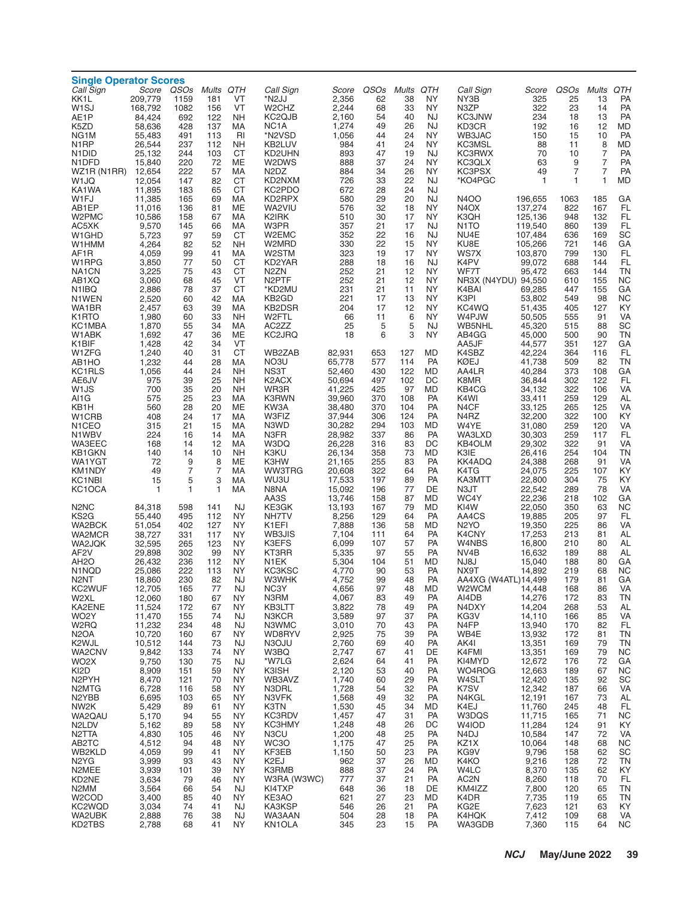## Single Operator Scores

| Call Sign | Score | QSOs | Mults | QTH |
|---|---|---|---|---|
| KK1L | 209,779 | 1159 | 181 | VT |
| W1SJ | 168,792 | 1082 | 156 | VT |
| AE1P | 84,424 | 692 | 122 | NH |
| K5ZD | 58,636 | 428 | 137 | MA |
| NG1M | 55,483 | 491 | 113 | RI |
| N1RP | 26,544 | 237 | 112 | NH |
| N1DID | 25,132 | 244 | 103 | CT |
| N1DFD | 15,840 | 220 | 72 | ME |
| WZ1R (N1RR) | 12,654 | 222 | 57 | MA |
| W1JQ | 12,054 | 147 | 82 | CT |
| KA1WA | 11,895 | 183 | 65 | CT |
| W1FJ | 11,385 | 165 | 69 | MA |
| AB1EP | 11,016 | 136 | 81 | ME |
| W2PMC | 10,586 | 158 | 67 | MA |
| AC5XK | 9,570 | 145 | 66 | MA |
| W1GHD | 5,723 | 97 | 59 | CT |
| W1HMM | 4,264 | 82 | 52 | NH |
| AF1R | 4,059 | 99 | 41 | MA |
| W1RPG | 3,850 | 77 | 50 | CT |
| NA1CN | 3,225 | 75 | 43 | CT |
| AB1XQ | 3,060 | 68 | 45 | VT |
| N1IBQ | 2,886 | 78 | 37 | CT |
| N1WEN | 2,520 | 60 | 42 | MA |
| WA1BR | 2,457 | 63 | 39 | MA |
| K1RTO | 1,980 | 60 | 33 | NH |
| KC1MBA | 1,870 | 55 | 34 | MA |
| W1ABK | 1,692 | 47 | 36 | ME |
| K1BIF | 1,428 | 42 | 34 | VT |
| W1ZFG | 1,240 | 40 | 31 | CT |
| AB1HO | 1,232 | 44 | 28 | MA |
| KC1RLS | 1,056 | 44 | 24 | NH |
| AE6JV | 975 | 39 | 25 | NH |
| W1JS | 700 | 35 | 20 | NH |
| AI1G | 575 | 25 | 23 | MA |
| KB1H | 560 | 28 | 20 | ME |
| W1CRB | 408 | 24 | 17 | MA |
| N1CEO | 315 | 21 | 15 | MA |
| N1WBV | 224 | 16 | 14 | MA |
| WA3EEC | 168 | 14 | 12 | MA |
| KB1GKN | 140 | 14 | 10 | NH |
| WA1YGT | 72 | 9 | 8 | ME |
| KM1NDY | 49 | 7 | 7 | MA |
| KC1NBI | 15 | 5 | 3 | MA |
| KC1OCA | 1 | 1 | 1 | MA |
| | | | | |
| N2NC | 84,318 | 598 | 141 | NJ |
| KS2G | 55,440 | 495 | 112 | NY |
| WA2BCK | 51,054 | 402 | 127 | NY |
| WA2MCR | 38,727 | 331 | 117 | NY |
| WA2JQK | 32,595 | 265 | 123 | NY |
| AF2V | 29,898 | 302 | 99 | NY |
| AH2O | 26,432 | 236 | 112 | NY |
| N1NQD | 25,086 | 222 | 113 | NY |
| N2NT | 18,860 | 230 | 82 | NJ |
| KC2WUF | 12,705 | 165 | 77 | NJ |
| W2XL | 12,060 | 180 | 67 | NY |
| KA2ENE | 11,524 | 172 | 67 | NY |
| WO2Y | 11,470 | 155 | 74 | NJ |
| W2RQ | 11,232 | 234 | 48 | NJ |
| N2OA | 10,720 | 160 | 67 | NY |
| K2WJL | 10,512 | 144 | 73 | NJ |
| WA2CNV | 9,842 | 133 | 74 | NY |
| WO2X | 9,750 | 130 | 75 | NJ |
| KI2D | 8,909 | 151 | 59 | NY |
| N2PYH | 8,470 | 121 | 70 | NY |
| N2MTG | 6,728 | 116 | 58 | NY |
| N2YBB | 6,695 | 103 | 65 | NY |
| NW2K | 5,429 | 89 | 61 | NY |
| WA2QAU | 5,170 | 94 | 55 | NY |
| N2LDV | 5,162 | 89 | 58 | NY |
| N2TTA | 4,830 | 105 | 46 | NY |
| AB2TC | 4,512 | 94 | 48 | NY |
| WB2KLD | 4,059 | 99 | 41 | NY |
| N2YG | 3,999 | 93 | 43 | NY |
| N2MEE | 3,939 | 101 | 39 | NY |
| KD2NE | 3,634 | 79 | 46 | NY |
| N2MM | 3,564 | 66 | 54 | NJ |
| W2COD | 3,400 | 85 | 40 | NY |
| KC2WQD | 3,034 | 74 | 41 | NJ |
| WA2UBK | 2,888 | 76 | 38 | NJ |
| KD2TBS | 2,788 | 68 | 41 | NY |
| *N2JJ | 2,356 | 62 | 38 | NY |
| W2CHZ | 2,244 | 68 | 33 | NY |
| KC2QJB | 2,160 | 54 | 40 | NJ |
| NC1A | 1,274 | 49 | 26 | NJ |
| *N2VSD | 1,056 | 44 | 24 | NY |
| KB2LUV | 984 | 41 | 24 | NY |
| KD2UHN | 893 | 47 | 19 | NJ |
| W2DWS | 888 | 37 | 24 | NY |
| N2DZ | 884 | 34 | 26 | NY |
| KD2NXM | 726 | 33 | 22 | NJ |
| KC2PDO | 672 | 28 | 24 | NJ |
| KD2RPX | 580 | 29 | 20 | NJ |
| WA2VIU | 576 | 32 | 18 | NY |
| K2IRK | 510 | 30 | 17 | NY |
| W3PR | 357 | 21 | 17 | NJ |
| W2EMC | 352 | 22 | 16 | NJ |
| W2MRD | 330 | 22 | 15 | NY |
| W2STM | 323 | 19 | 17 | NY |
| KD2YAR | 288 | 18 | 16 | NJ |
| N2ZN | 252 | 21 | 12 | NY |
| N2PTF | 252 | 21 | 12 | NY |
| *KD2MU | 231 | 21 | 11 | NY |
| KB2GD | 221 | 17 | 13 | NY |
| KB2DSR | 204 | 17 | 12 | NY |
| W2FTL | 66 | 11 | 6 | NY |
| AC2ZZ | 25 | 5 | 5 | NJ |
| KC2JRQ | 18 | 6 | 3 | NY |
| | | | | |
| WB2ZAB | 82,931 | 653 | 127 | MD |
| NO3U | 65,778 | 577 | 114 | PA |
| NS3T | 52,460 | 430 | 122 | MD |
| K2ACX | 50,694 | 497 | 102 | DC |
| WR3R | 41,225 | 425 | 97 | MD |
| K3RWN | 39,960 | 370 | 108 | PA |
| KW3A | 38,480 | 370 | 104 | PA |
| W3FIZ | 37,944 | 306 | 124 | PA |
| N3WD | 30,282 | 294 | 103 | MD |
| N3FR | 28,982 | 337 | 86 | PA |
| W3DQ | 26,228 | 316 | 83 | DC |
| K3KU | 26,134 | 358 | 73 | MD |
| K3HW | 21,165 | 255 | 83 | PA |
| WW3TRG | 20,608 | 322 | 64 | PA |
| WU3U | 17,533 | 197 | 89 | PA |
| N8NA | 15,092 | 196 | 77 | DE |
| AA3S | 13,746 | 158 | 87 | MD |
| KE3GK | 13,193 | 167 | 79 | MD |
| NH7TV | 8,256 | 129 | 64 | PA |
| K1EFI | 7,888 | 136 | 58 | MD |
| WB3JIS | 7,104 | 111 | 64 | PA |
| K3EFS | 6,099 | 107 | 57 | PA |
| KT3RR | 5,335 | 97 | 55 | PA |
| N1EK | 5,304 | 104 | 51 | MD |
| KC3KSC | 4,770 | 90 | 53 | PA |
| W3WHK | 4,752 | 99 | 48 | PA |
| NC3Y | 4,656 | 97 | 48 | MD |
| N3RM | 4,067 | 83 | 49 | PA |
| KB3LTT | 3,822 | 78 | 49 | PA |
| N3KCR | 3,589 | 97 | 37 | PA |
| N3WMC | 3,010 | 70 | 43 | PA |
| WD8RYV | 2,925 | 75 | 39 | PA |
| N3OJU | 2,760 | 69 | 40 | PA |
| W3BQ | 2,747 | 67 | 41 | DE |
| *W7LG | 2,624 | 64 | 41 | PA |
| K3ISH | 2,120 | 53 | 40 | PA |
| WB3AVZ | 1,740 | 60 | 29 | PA |
| N3DRL | 1,728 | 54 | 32 | PA |
| N3VFK | 1,568 | 49 | 32 | PA |
| K3TN | 1,530 | 45 | 34 | MD |
| KC3RDV | 1,457 | 47 | 31 | PA |
| KC3HMY | 1,248 | 48 | 26 | DC |
| N3CU | 1,200 | 48 | 25 | PA |
| WC3O | 1,175 | 47 | 25 | PA |
| KF3EB | 1,150 | 50 | 23 | PA |
| K2EJ | 962 | 37 | 26 | MD |
| K3RMB | 888 | 37 | 24 | PA |
| W3RA (W3WC) | 777 | 37 | 21 | PA |
| KI4TXP | 648 | 36 | 18 | DE |
| KE3AO | 621 | 27 | 23 | MD |
| KA3KSP | 546 | 26 | 21 | PA |
| WA3AAN | 504 | 28 | 18 | PA |
| KN1OLA | 345 | 23 | 15 | PA |
| NY3B | 325 | 25 | 13 | PA |
| N3ZP | 322 | 23 | 14 | PA |
| KC3JNW | 234 | 18 | 13 | PA |
| KD3CR | 192 | 16 | 12 | MD |
| WB3JAC | 150 | 15 | 10 | PA |
| KC3MSL | 88 | 11 | 8 | MD |
| KC3RWX | 70 | 10 | 7 | PA |
| KC3QLX | 63 | 9 | 7 | PA |
| KC3PSX | 49 | 7 | 7 | PA |
| *KO4PGC | 1 | 1 | 1 | MD |
| | | | | |
| N4OO | 196,655 | 1063 | 185 | GA |
| N4OX | 137,274 | 822 | 167 | FL |
| K3QH | 125,136 | 948 | 132 | FL |
| N1TO | 119,540 | 860 | 139 | FL |
| NU4E | 107,484 | 636 | 169 | SC |
| KU8E | 105,266 | 721 | 146 | GA |
| WS7X | 103,870 | 799 | 130 | FL |
| K4PV | 99,072 | 688 | 144 | FL |
| WF7T | 95,472 | 663 | 144 | TN |
| NR3X (N4YDU) | 94,550 | 610 | 155 | NC |
| K4BAI | 69,285 | 447 | 155 | GA |
| K3PI | 53,802 | 549 | 98 | NC |
| KC4WQ | 51,435 | 405 | 127 | KY |
| W4PJW | 50,505 | 555 | 91 | VA |
| WB5NHL | 45,320 | 515 | 88 | SC |
| AB4GG | 45,000 | 500 | 90 | TN |
| AA5JF | 44,577 | 351 | 127 | GA |
| K4SBZ | 42,224 | 364 | 116 | FL |
| KØEJ | 41,738 | 509 | 82 | TN |
| AA4LR | 40,284 | 373 | 108 | GA |
| K8MR | 36,844 | 302 | 122 | FL |
| KB4CG | 34,132 | 322 | 106 | VA |
| K4WI | 33,411 | 259 | 129 | AL |
| N4CF | 33,125 | 265 | 125 | VA |
| N4RZ | 32,200 | 322 | 100 | KY |
| W4YE | 31,080 | 259 | 120 | VA |
| WA3LXD | 30,303 | 259 | 117 | FL |
| KB4OLM | 29,302 | 322 | 91 | VA |
| K3IE | 26,416 | 254 | 104 | TN |
| KK4ADQ | 24,388 | 268 | 91 | VA |
| K4TG | 24,075 | 225 | 107 | KY |
| KA3MTT | 22,800 | 304 | 75 | KY |
| N3JT | 22,542 | 289 | 78 | VA |
| WC4Y | 22,236 | 218 | 102 | GA |
| KI4W | 22,050 | 350 | 63 | NC |
| AA4CS | 19,885 | 205 | 97 | FL |
| N2YO | 19,350 | 225 | 86 | VA |
| K4CNY | 17,253 | 213 | 81 | AL |
| W4NBS | 16,800 | 210 | 80 | AL |
| NV4B | 16,632 | 189 | 88 | AL |
| NJ8J | 15,040 | 188 | 80 | GA |
| NX9T | 14,892 | 219 | 68 | NC |
| AA4XG (W4ATL) | 14,499 | 179 | 81 | GA |
| W2WCM | 14,448 | 168 | 86 | VA |
| AI4DB | 14,276 | 172 | 83 | TN |
| N4DXY | 14,204 | 268 | 53 | AL |
| KG3V | 14,110 | 166 | 85 | VA |
| N4FP | 13,940 | 170 | 82 | FL |
| WB4E | 13,932 | 172 | 81 | TN |
| AK4I | 13,351 | 169 | 79 | TN |
| K4FMI | 13,351 | 169 | 79 | NC |
| KI4MYD | 12,672 | 176 | 72 | GA |
| WO4ROG | 12,663 | 189 | 67 | NC |
| W4SLT | 12,420 | 135 | 92 | SC |
| K7SV | 12,342 | 187 | 66 | VA |
| N4KGL | 12,191 | 167 | 73 | AL |
| K4EJ | 11,760 | 245 | 48 | FL |
| W3DQS | 11,715 | 165 | 71 | NC |
| W4IOD | 11,284 | 124 | 91 | KY |
| N4DJ | 10,584 | 147 | 72 | VA |
| KZ1X | 10,064 | 148 | 68 | NC |
| KG9V | 9,796 | 158 | 62 | SC |
| K4KO | 9,216 | 128 | 72 | TN |
| W4LC | 8,370 | 135 | 62 | KY |
| AC2N | 8,260 | 118 | 70 | FL |
| KM4IZZ | 7,800 | 120 | 65 | TN |
| K4DR | 7,735 | 119 | 65 | TN |
| KG2E | 7,623 | 121 | 63 | KY |
| K4HQK | 7,412 | 109 | 68 | VA |
| WA3GDB | 7,360 | 115 | 64 | NC |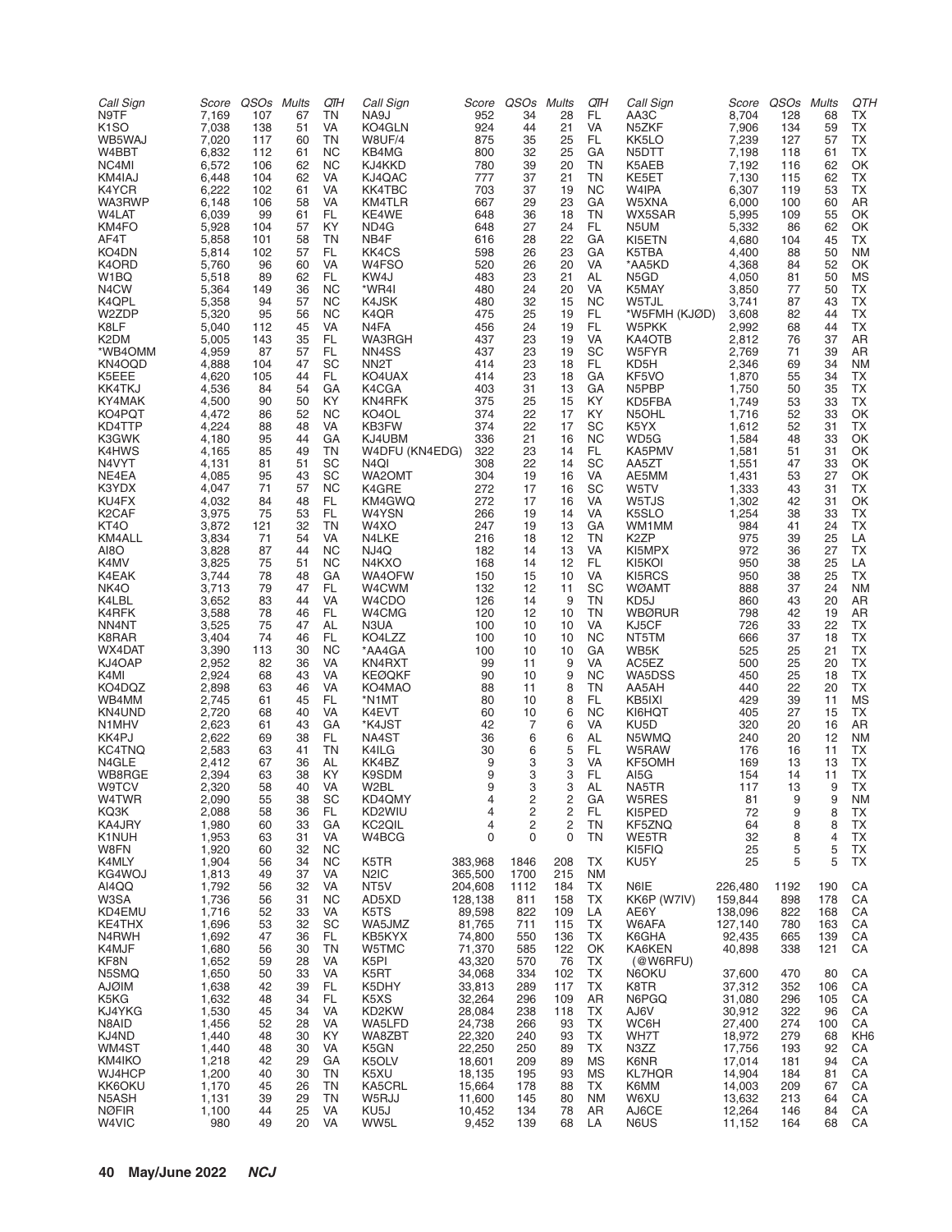| Call Sign | Score | QSOs | Mults | QTH |
|---|---|---|---|---|
| N9TF | 7,169 | 107 | 67 | TN |
| K1SO | 7,038 | 138 | 51 | VA |
| WB5WAJ | 7,020 | 117 | 60 | TN |
| W4BBT | 6,832 | 112 | 61 | NC |
| NC4MI | 6,572 | 106 | 62 | NC |
| KM4IAJ | 6,448 | 104 | 62 | VA |
| K4YCR | 6,222 | 102 | 61 | VA |
| WA3RWP | 6,148 | 106 | 58 | VA |
| W4LAT | 6,039 | 99 | 61 | FL |
| KM4FO | 5,928 | 104 | 57 | KY |
| AF4T | 5,858 | 101 | 58 | TN |
| KO4DN | 5,814 | 102 | 57 | FL |
| K4ORD | 5,760 | 96 | 60 | VA |
| W1BQ | 5,518 | 89 | 62 | FL |
| N4CW | 5,364 | 149 | 36 | NC |
| K4QPL | 5,358 | 94 | 57 | NC |
| W2ZDP | 5,320 | 95 | 56 | NC |
| K8LF | 5,040 | 112 | 45 | VA |
| K2DM | 5,005 | 143 | 35 | FL |
| *WB4OMM | 4,959 | 87 | 57 | FL |
| KN4OQD | 4,888 | 104 | 47 | SC |
| K5EEE | 4,620 | 105 | 44 | FL |
| KK4TKJ | 4,536 | 84 | 54 | GA |
| KY4MAK | 4,500 | 90 | 50 | KY |
| KO4PQT | 4,472 | 86 | 52 | NC |
| KD4TTP | 4,224 | 88 | 48 | VA |
| K3GWK | 4,180 | 95 | 44 | GA |
| K4HWS | 4,165 | 85 | 49 | TN |
| N4VYT | 4,131 | 81 | 51 | SC |
| NE4EA | 4,085 | 95 | 43 | SC |
| K3YDX | 4,047 | 71 | 57 | NC |
| KU4FX | 4,032 | 84 | 48 | FL |
| K2CAF | 3,975 | 75 | 53 | FL |
| KT4O | 3,872 | 121 | 32 | TN |
| KM4ALL | 3,834 | 71 | 54 | VA |
| AI8O | 3,828 | 87 | 44 | NC |
| K4MV | 3,825 | 75 | 51 | NC |
| K4EAK | 3,744 | 78 | 48 | GA |
| NK4O | 3,713 | 79 | 47 | FL |
| K4LBL | 3,652 | 83 | 44 | VA |
| K4RFK | 3,588 | 78 | 46 | FL |
| NN4NT | 3,525 | 75 | 47 | AL |
| K8RAR | 3,404 | 74 | 46 | FL |
| WX4DAT | 3,390 | 113 | 30 | NC |
| KJ4OAP | 2,952 | 82 | 36 | VA |
| K4MI | 2,924 | 68 | 43 | VA |
| KO4DQZ | 2,898 | 63 | 46 | VA |
| WB4MM | 2,745 | 61 | 45 | FL |
| KN4UND | 2,720 | 68 | 40 | VA |
| N1MHV | 2,623 | 61 | 43 | GA |
| KK4PJ | 2,622 | 69 | 38 | FL |
| KC4TNQ | 2,583 | 63 | 41 | TN |
| N4GLE | 2,412 | 67 | 36 | AL |
| WB8RGE | 2,394 | 63 | 38 | KY |
| W9TCV | 2,320 | 58 | 40 | VA |
| W4TWR | 2,090 | 55 | 38 | SC |
| KQ3K | 2,088 | 58 | 36 | FL |
| KA4JRY | 1,980 | 60 | 33 | GA |
| K1NUH | 1,953 | 63 | 31 | VA |
| W8FN | 1,920 | 60 | 32 | NC |
| K4MLY | 1,904 | 56 | 34 | NC |
| KG4WOJ | 1,813 | 49 | 37 | VA |
| AI4QQ | 1,792 | 56 | 32 | VA |
| W3SA | 1,736 | 56 | 31 | NC |
| KD4EMU | 1,716 | 52 | 33 | VA |
| KE4THX | 1,696 | 53 | 32 | SC |
| N4RWH | 1,692 | 47 | 36 | FL |
| K4MJF | 1,680 | 56 | 30 | TN |
| KF8N | 1,652 | 59 | 28 | VA |
| N5SMQ | 1,650 | 50 | 33 | VA |
| AJØIM | 1,638 | 42 | 39 | FL |
| K5KG | 1,632 | 48 | 34 | FL |
| KJ4YKG | 1,530 | 45 | 34 | VA |
| N8AID | 1,456 | 52 | 28 | VA |
| KJ4ND | 1,440 | 48 | 30 | KY |
| WM4ST | 1,440 | 48 | 30 | VA |
| KM4IKO | 1,218 | 42 | 29 | GA |
| WJ4HCP | 1,200 | 40 | 30 | TN |
| KK6OKU | 1,170 | 45 | 26 | TN |
| N5ASH | 1,131 | 39 | 29 | TN |
| NØFIR | 1,100 | 44 | 25 | VA |
| W4VIC | 980 | 49 | 20 | VA |
| NA9J | 952 | 34 | 28 | FL |
| KO4GLN | 924 | 44 | 21 | VA |
| W8UF/4 | 875 | 35 | 25 | FL |
| KB4MG | 800 | 32 | 25 | GA |
| KJ4KKD | 780 | 39 | 20 | TN |
| KJ4QAC | 777 | 37 | 21 | TN |
| KK4TBC | 703 | 37 | 19 | NC |
| KM4TLR | 667 | 29 | 23 | GA |
| KE4WE | 648 | 36 | 18 | TN |
| ND4G | 648 | 27 | 24 | FL |
| NB4F | 616 | 28 | 22 | GA |
| KK4CS | 598 | 26 | 23 | GA |
| W4FSO | 520 | 26 | 20 | VA |
| KW4J | 483 | 23 | 21 | AL |
| *WR4I | 480 | 24 | 20 | VA |
| K4JSK | 480 | 32 | 15 | NC |
| K4QR | 475 | 25 | 19 | FL |
| N4FA | 456 | 24 | 19 | FL |
| WA3RGH | 437 | 23 | 19 | VA |
| NN4SS | 437 | 23 | 19 | SC |
| NN2T | 414 | 23 | 18 | FL |
| KO4UAX | 414 | 23 | 18 | GA |
| K4CGA | 403 | 31 | 13 | GA |
| KN4RFK | 375 | 25 | 15 | KY |
| KO4OL | 374 | 22 | 17 | KY |
| KB3FW | 374 | 22 | 17 | SC |
| KJ4UBM | 336 | 21 | 16 | NC |
| W4DFU (KN4EDG) | 322 | 23 | 14 | FL |
| N4QI | 308 | 22 | 14 | SC |
| WA2OMT | 304 | 19 | 16 | VA |
| K4GRE | 272 | 17 | 16 | SC |
| KM4GWQ | 272 | 17 | 16 | VA |
| W4YSN | 266 | 19 | 14 | VA |
| W4XO | 247 | 19 | 13 | GA |
| N4LKE | 216 | 18 | 12 | TN |
| NJ4Q | 182 | 14 | 13 | VA |
| N4KXO | 168 | 14 | 12 | FL |
| WA4OFW | 150 | 15 | 10 | VA |
| W4CWM | 132 | 12 | 11 | SC |
| W4CDO | 126 | 14 | 9 | TN |
| W4CMG | 120 | 12 | 10 | TN |
| N3UA | 100 | 10 | 10 | VA |
| KO4LZZ | 100 | 10 | 10 | NC |
| *AA4GA | 100 | 10 | 10 | GA |
| KN4RXT | 99 | 11 | 9 | VA |
| KEØQKF | 90 | 10 | 9 | NC |
| KO4MAO | 88 | 11 | 8 | TN |
| *N1MT | 80 | 10 | 8 | FL |
| K4EVT | 60 | 10 | 6 | NC |
| *K4JST | 42 | 7 | 6 | VA |
| NA4ST | 36 | 6 | 6 | AL |
| K4ILG | 30 | 6 | 5 | FL |
| KK4BZ | 9 | 3 | 3 | VA |
| K9SDM | 9 | 3 | 3 | FL |
| W2BL | 9 | 3 | 3 | AL |
| KD4QMY | 4 | 2 | 2 | GA |
| KD2WIU | 4 | 2 | 2 | FL |
| KC2QIL | 4 | 2 | 2 | TN |
| W4BCG | 0 | 0 | 0 | TN |

| Call Sign | Score | QSOs | Mults | QTH |
|---|---|---|---|---|
| K5TR | 383,968 | 1846 | 208 | TX |
| N2IC | 365,500 | 1700 | 215 | NM |
| NT5V | 204,608 | 1112 | 184 | TX |
| AD5XD | 128,138 | 811 | 158 | TX |
| K5TS | 89,598 | 822 | 109 | LA |
| WA5JMZ | 81,765 | 711 | 115 | TX |
| KB5KYX | 74,800 | 550 | 136 | TX |
| W5TMC | 71,370 | 585 | 122 | OK |
| K5PI | 43,320 | 570 | 76 | TX |
| K5RT | 34,068 | 334 | 102 | TX |
| K5DHY | 33,813 | 289 | 117 | TX |
| K5XS | 32,264 | 296 | 109 | AR |
| KD2KW | 28,084 | 238 | 118 | TX |
| WA5LFD | 24,738 | 266 | 93 | TX |
| WA8ZBT | 22,320 | 240 | 93 | TX |
| K5GN | 22,250 | 250 | 89 | TX |
| K5OLV | 18,601 | 209 | 89 | MS |
| K5XU | 18,135 | 195 | 93 | MS |
| KA5CRL | 15,664 | 178 | 88 | TX |
| W5RJJ | 11,600 | 145 | 80 | NM |
| KU5J | 10,452 | 134 | 78 | AR |
| WW5L | 9,452 | 139 | 68 | LA |
| AA3C | 8,704 | 128 | 68 | TX |
| N5ZKF | 7,906 | 134 | 59 | TX |
| KK5LO | 7,239 | 127 | 57 | TX |
| N5DTT | 7,198 | 118 | 61 | TX |
| K5AEB | 7,192 | 116 | 62 | OK |
| KE5ET | 7,130 | 115 | 62 | TX |
| W4IPA | 6,307 | 119 | 53 | TX |
| W5XNA | 6,000 | 100 | 60 | AR |
| WX5SAR | 5,995 | 109 | 55 | OK |
| N5UM | 5,332 | 86 | 62 | OK |
| KI5ETN | 4,680 | 104 | 45 | TX |
| K5TBA | 4,400 | 88 | 50 | NM |
| *AA5KD | 4,368 | 84 | 52 | OK |
| N5GD | 4,050 | 81 | 50 | MS |
| K5MAY | 3,850 | 77 | 50 | TX |
| W5TJL | 3,741 | 87 | 43 | TX |
| *W5FMH (KJØD) | 3,608 | 82 | 44 | TX |
| W5PKK | 2,992 | 68 | 44 | TX |
| KA4OTB | 2,812 | 76 | 37 | AR |
| W5FYR | 2,769 | 71 | 39 | AR |
| KD5H | 2,346 | 69 | 34 | NM |
| KF5VO | 1,870 | 55 | 34 | TX |
| N5PBP | 1,750 | 50 | 35 | TX |
| KD5FBA | 1,749 | 53 | 33 | TX |
| N5OHL | 1,716 | 52 | 33 | OK |
| K5YX | 1,612 | 52 | 31 | TX |
| WD5G | 1,584 | 48 | 33 | OK |
| KA5PMV | 1,581 | 51 | 31 | OK |
| KA5ZT | 1,551 | 47 | 33 | OK |
| AE5MM | 1,431 | 53 | 27 | OK |
| W5TV | 1,333 | 43 | 31 | TX |
| W5TJS | 1,302 | 42 | 31 | OK |
| K5SLO | 1,254 | 38 | 33 | TX |
| WM1MM | 984 | 41 | 24 | TX |
| K2ZP | 975 | 39 | 25 | LA |
| KI5MPX | 972 | 36 | 27 | TX |
| KI5KOI | 950 | 38 | 25 | LA |
| KI5RCS | 950 | 38 | 25 | TX |
| WØAMT | 888 | 37 | 24 | NM |
| KD5J | 860 | 43 | 20 | AR |
| WBØRUR | 798 | 42 | 19 | AR |
| KJ5CF | 726 | 33 | 22 | TX |
| NT5TM | 666 | 37 | 18 | TX |
| WB5K | 525 | 25 | 21 | TX |
| AC5EZ | 500 | 25 | 20 | TX |
| WA5DSS | 450 | 25 | 18 | TX |
| AA5AH | 440 | 22 | 20 | TX |
| KB5IXI | 429 | 39 | 11 | MS |
| KI6HQT | 405 | 27 | 15 | TX |
| KU5D | 320 | 20 | 16 | AR |
| N5WMQ | 240 | 20 | 12 | NM |
| W5RAW | 176 | 16 | 11 | TX |
| KF5OMH | 169 | 13 | 13 | TX |
| AI5G | 154 | 14 | 11 | TX |
| NA5TR | 117 | 13 | 9 | TX |
| W5RES | 81 | 9 | 9 | NM |
| KI5PED | 72 | 9 | 8 | TX |
| KF5ZNQ | 64 | 8 | 8 | TX |
| WE5TR | 32 | 8 | 4 | TX |
| KI5FIQ | 25 | 5 | 5 | TX |
| KU5Y | 25 | 5 | 5 | TX |

| Call Sign | Score | QSOs | Mults | QTH |
|---|---|---|---|---|
| N6IE | 226,480 | 1192 | 190 | CA |
| KK6P (W7IV) | 159,844 | 898 | 178 | CA |
| AE6Y | 138,096 | 822 | 168 | CA |
| W6AFA | 127,140 | 780 | 163 | CA |
| K6GHA | 92,435 | 665 | 139 | CA |
| KA6KEN (@W6RFU) | 40,898 | 338 | 121 | CA |
| N6OKU | 37,600 | 470 | 80 | CA |
| K8TR | 37,312 | 352 | 106 | CA |
| N6PGQ | 31,080 | 296 | 105 | CA |
| AJ6V | 30,912 | 322 | 96 | CA |
| WC6H | 27,400 | 274 | 100 | CA |
| WH7T | 18,972 | 279 | 68 | KH6 |
| N3ZZ | 17,756 | 193 | 92 | CA |
| K6NR | 17,014 | 181 | 94 | CA |
| KL7HQR | 14,904 | 184 | 81 | CA |
| K6MM | 14,003 | 209 | 67 | CA |
| W6XU | 13,632 | 213 | 64 | CA |
| AJ6CE | 12,264 | 146 | 84 | CA |
| N6US | 11,152 | 164 | 68 | CA |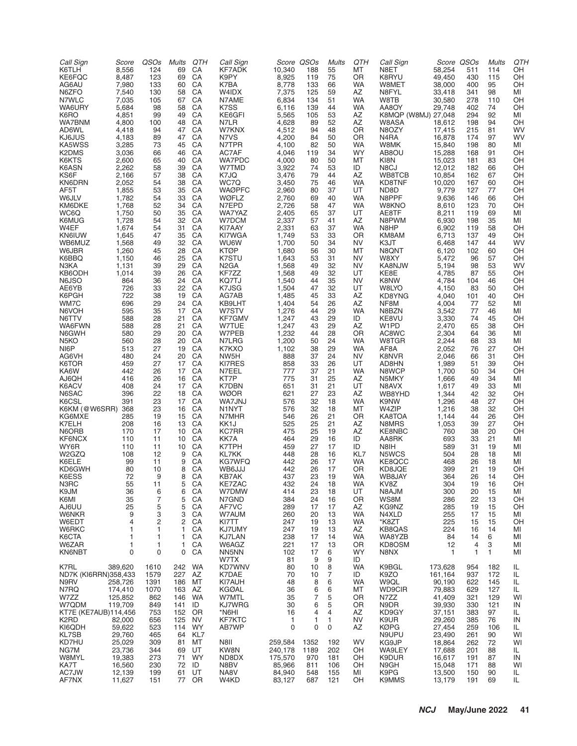| Call Sign | Score | QSOs | Mults | QTH |
|---|---|---|---|---|
| K6TLH | 8,556 | 124 | 69 | CA |
| KE6FQC | 8,487 | 123 | 69 | CA |
| AG6AU | 7,980 | 133 | 60 | CA |
| N6ZFO | 7,540 | 130 | 58 | CA |
| N7WLC | 7,035 | 105 | 67 | CA |
| WA6URY | 5,684 | 98 | 58 | CA |
| K6RO | 4,851 | 99 | 49 | CA |
| WA7BNM | 4,800 | 100 | 48 | CA |
| AD6WL | 4,418 | 94 | 47 | CA |
| KJ6JUS | 4,183 | 89 | 47 | CA |
| KA5WSS | 3,285 | 73 | 45 | CA |
| K2DMS | 3,036 | 66 | 46 | CA |
| K6KTS | 2,600 | 65 | 40 | CA |
| K6ASN | 2,262 | 58 | 39 | CA |
| KS6F | 2,166 | 57 | 38 | CA |
| KN6DRN | 2,052 | 54 | 38 | CA |
| AF5T | 1,855 | 53 | 35 | CA |
| W6JLV | 1,782 | 54 | 33 | CA |
| KM6DKE | 1,768 | 52 | 34 | CA |
| WC6Q | 1,750 | 50 | 35 | CA |
| K6MUG | 1,728 | 54 | 32 | CA |
| W4EF | 1,674 | 54 | 31 | CA |
| KN6IUW | 1,645 | 47 | 35 | CA |
| WB6MUZ | 1,568 | 49 | 32 | CA |
| W6JBR | 1,260 | 45 | 28 | CA |
| K6BBQ | 1,150 | 46 | 25 | CA |
| N3KA | 1,131 | 39 | 29 | CA |
| KB6ODH | 1,014 | 39 | 26 | CA |
| N6JSO | 864 | 36 | 24 | CA |
| AE6YB | 726 | 33 | 22 | CA |
| K6PGH | 722 | 38 | 19 | CA |
| WM7C | 696 | 29 | 24 | CA |
| N6VOH | 595 | 35 | 17 | CA |
| N6TTV | 588 | 28 | 21 | CA |
| WA6FWN | 588 | 28 | 21 | CA |
| N6GWH | 580 | 29 | 20 | CA |
| N5KO | 560 | 28 | 20 | CA |
| NI6P | 513 | 27 | 19 | CA |
| AG6VH | 480 | 24 | 20 | CA |
| K6TOR | 459 | 27 | 17 | CA |
| KA6W | 442 | 26 | 17 | CA |
| AJ6QH | 416 | 26 | 16 | CA |
| K6ACV | 408 | 24 | 17 | CA |
| N6SAC | 396 | 22 | 18 | CA |
| K6CSL | 391 | 23 | 17 | CA |
| K6KM (@W6SRR) | 368 | 23 | 16 | CA |
| KG6MXE | 285 | 19 | 15 | CA |
| K7ELH | 208 | 16 | 13 | CA |
| N6ORB | 170 | 17 | 10 | CA |
| KF6NCX | 110 | 11 | 10 | CA |
| WY6R | 110 | 11 | 10 | CA |
| W2GZQ | 108 | 12 | 9 | CA |
| K6ELE | 99 | 11 | 9 | CA |
| KD6GWH | 80 | 10 | 8 | CA |
| K6ESS | 72 | 9 | 8 | CA |
| N3RC | 55 | 11 | 5 | CA |
| K9JM | 36 | 6 | 6 | CA |
| K6MI | 35 | 7 | 5 | CA |
| AJ6UU | 25 | 5 | 5 | CA |
| W6NKR | 9 | 3 | 3 | CA |
| W6EDT | 4 | 2 | 2 | CA |
| W6RKC | 1 | 1 | 1 | CA |
| K6CTA | 1 | 1 | 1 | CA |
| W6ZAR | 1 | 1 | 1 | CA |
| KN6NBT | 0 | 0 | 0 | CA |
| | | | | |
| K7RL | 389,620 | 1610 | 242 | WA |
| ND7K (KI6RRN) | 358,433 | 1579 | 227 | AZ |
| N9RV | 258,726 | 1391 | 186 | MT |
| N7RQ | 174,410 | 1070 | 163 | AZ |
| W7ZZ | 125,852 | 862 | 146 | WA |
| W7QDM | 119,709 | 849 | 141 | ID |
| KT7E (KE7AUB) | 114,456 | 753 | 152 | OR |
| K2RD | 82,000 | 656 | 125 | NV |
| KI6QDH | 59,622 | 523 | 114 | WY |
| KL7SB | 29,760 | 465 | 64 | KL7 |
| KD7HU | 25,029 | 309 | 81 | MT |
| NG7M | 23,736 | 344 | 69 | UT |
| W8MYL | 19,383 | 273 | 71 | WY |
| KA7T | 16,560 | 230 | 72 | ID |
| AC7JW | 12,139 | 199 | 61 | UT |
| AF7NX | 11,627 | 151 | 77 | OR |
| KF7ADK | 10,340 | 188 | 55 | MT |
| K9PY | 8,925 | 119 | 75 | OR |
| K7BA | 8,778 | 133 | 66 | WA |
| W4IDX | 7,375 | 125 | 59 | AZ |
| N7AME | 6,834 | 134 | 51 | WA |
| K7SS | 6,116 | 139 | 44 | WA |
| KE6GFI | 5,565 | 105 | 53 | AZ |
| N7LR | 4,628 | 89 | 52 | AZ |
| W7KNX | 4,512 | 94 | 48 | OR |
| N7VS | 4,200 | 84 | 50 | OR |
| N7TPR | 4,100 | 82 | 50 | WA |
| AC7AF | 4,046 | 119 | 34 | WY |
| WA7PDC | 4,000 | 80 | 50 | MT |
| W7TMD | 3,922 | 74 | 53 | ID |
| K7JQ | 3,476 | 79 | 44 | AZ |
| WC7Q | 3,450 | 75 | 46 | WA |
| WAØPFC | 2,960 | 80 | 37 | UT |
| WØFLZ | 2,760 | 69 | 40 | WA |
| N7EPD | 2,726 | 58 | 47 | WA |
| WA7YAZ | 2,405 | 65 | 37 | UT |
| W7DCM | 2,337 | 57 | 41 | AZ |
| KI7AAY | 2,331 | 63 | 37 | WA |
| KI7WGA | 1,749 | 53 | 33 | OR |
| WU6W | 1,700 | 50 | 34 | NV |
| KTØP | 1,680 | 56 | 30 | MT |
| K7STU | 1,643 | 53 | 31 | NV |
| N2GA | 1,568 | 49 | 32 | NV |
| KF7ZZ | 1,568 | 49 | 32 | UT |
| KQ7TJ | 1,540 | 44 | 35 | NV |
| K7JSG | 1,504 | 47 | 32 | UT |
| AG7AB | 1,485 | 45 | 33 | AZ |
| KB9LHT | 1,404 | 54 | 26 | AZ |
| W7STV | 1,276 | 44 | 29 | WA |
| KF7GMV | 1,247 | 43 | 29 | ID |
| W7TUE | 1,247 | 43 | 29 | AZ |
| W7PEB | 1,232 | 44 | 28 | OR |
| N7LRG | 1,200 | 50 | 24 | WA |
| K7KXO | 1,102 | 38 | 29 | WA |
| NW5H | 888 | 37 | 24 | NV |
| KI7RES | 858 | 33 | 26 | UT |
| N7EEL | 777 | 37 | 21 | WA |
| KT7P | 775 | 31 | 25 | AZ |
| K7DBN | 651 | 31 | 21 | UT |
| WØOR | 621 | 27 | 23 | AZ |
| WA7JNJ | 576 | 32 | 18 | WA |
| N1NYT | 576 | 32 | 18 | MT |
| N7MHR | 546 | 26 | 21 | OR |
| KK1J | 525 | 25 | 21 | AZ |
| KC7RR | 475 | 25 | 19 | AZ |
| KK7A | 464 | 29 | 16 | ID |
| K7TPH | 459 | 27 | 17 | ID |
| KL7KK | 448 | 28 | 16 | KL7 |
| KG7WFQ | 442 | 26 | 17 | WA |
| WB6JJJ | 442 | 26 | 17 | OR |
| KB7AK | 437 | 23 | 19 | WA |
| KE7ZAC | 432 | 24 | 18 | WA |
| W7DMW | 414 | 23 | 18 | UT |
| N7GND | 384 | 24 | 16 | OR |
| AF7VC | 289 | 17 | 17 | AZ |
| W7AUM | 260 | 20 | 13 | WA |
| KI7TT | 247 | 19 | 13 | WA |
| KJ7UMY | 247 | 19 | 13 | AZ |
| KJ7LAN | 238 | 17 | 14 | WA |
| W6AGZ | 221 | 17 | 13 | OR |
| NN5NN | 102 | 17 | 6 | WY |
| W7TX | 81 | 9 | 9 | ID |
| KD7WNV | 80 | 10 | 8 | WA |
| K7DAE | 70 | 10 | 7 | ID |
| KI7AUH | 48 | 8 | 6 | WA |
| KGØAL | 36 | 6 | 6 | MT |
| W7MTL | 35 | 7 | 5 | OR |
| KJ7WRG | 30 | 6 | 5 | OR |
| *N6HI | 16 | 4 | 4 | AZ |
| KF7KTC | 1 | 1 | 1 | NV |
| AB7WP | 0 | 0 | 0 | AZ |
| | | | | |
| N8II | 259,584 | 1352 | 192 | WV |
| KW8N | 240,178 | 1189 | 202 | OH |
| ND8DX | 175,570 | 970 | 181 | OH |
| N8BV | 85,966 | 811 | 106 | OH |
| NA8V | 84,940 | 548 | 155 | MI |
| W4KD | 83,127 | 687 | 121 | OH |
| N8ET | 58,254 | 511 | 114 | OH |
| K8RYU | 49,450 | 430 | 115 | OH |
| W8MET | 38,000 | 400 | 95 | OH |
| N8FYL | 33,418 | 341 | 98 | MI |
| W8TB | 30,580 | 278 | 110 | OH |
| AA8OY | 29,748 | 402 | 74 | OH |
| K8MQP (W8MJ) | 27,048 | 294 | 92 | MI |
| W8ASA | 18,612 | 198 | 94 | OH |
| N8OZY | 17,415 | 215 | 81 | WV |
| N4RA | 16,878 | 174 | 97 | WV |
| W8MK | 15,840 | 198 | 80 | MI |
| AB8OU | 15,288 | 168 | 91 | OH |
| KI8N | 15,023 | 181 | 83 | OH |
| N8CJ | 12,012 | 182 | 66 | OH |
| WB8TCB | 10,854 | 162 | 67 | OH |
| KD8TNF | 10,020 | 167 | 60 | OH |
| ND8D | 9,779 | 127 | 77 | OH |
| N8PPF | 9,636 | 146 | 66 | OH |
| W8KNO | 8,610 | 123 | 70 | OH |
| AE8TF | 8,211 | 119 | 69 | MI |
| N8PWM | 6,930 | 198 | 35 | MI |
| N8HP | 6,902 | 119 | 58 | OH |
| KM8AM | 6,713 | 137 | 49 | OH |
| K3JT | 6,468 | 147 | 44 | WV |
| N8QNT | 6,120 | 102 | 60 | OH |
| W8XY | 5,472 | 96 | 57 | OH |
| KA8NJW | 5,194 | 98 | 53 | WV |
| KE8E | 4,785 | 87 | 55 | OH |
| K8NW | 4,784 | 104 | 46 | OH |
| W8LYO | 4,150 | 83 | 50 | OH |
| KD8YNG | 4,040 | 101 | 40 | OH |
| NF8M | 4,004 | 77 | 52 | MI |
| N8BZN | 3,542 | 77 | 46 | MI |
| KE8VU | 3,330 | 74 | 45 | OH |
| W1PD | 2,470 | 65 | 38 | OH |
| AC8WC | 2,304 | 64 | 36 | MI |
| W8TGR | 2,244 | 68 | 33 | MI |
| AF8A | 2,052 | 76 | 27 | OH |
| K8NVR | 2,046 | 66 | 31 | OH |
| AD8HN | 1,989 | 51 | 39 | OH |
| N8WCP | 1,700 | 50 | 34 | OH |
| N5MKY | 1,666 | 49 | 34 | MI |
| N8AVX | 1,617 | 49 | 33 | MI |
| WB8YHD | 1,344 | 42 | 32 | OH |
| K9NW | 1,296 | 48 | 27 | OH |
| W4ZIP | 1,216 | 38 | 32 | OH |
| KA8TOA | 1,144 | 44 | 26 | OH |
| N8MRS | 1,053 | 39 | 27 | OH |
| KE8NBC | 760 | 38 | 20 | OH |
| AA8RK | 693 | 33 | 21 | MI |
| N8IH | 589 | 31 | 19 | MI |
| N5WCS | 504 | 28 | 18 | MI |
| KE8QCC | 468 | 26 | 18 | MI |
| KD8JQE | 399 | 21 | 19 | OH |
| WB8JAY | 364 | 26 | 14 | OH |
| KV8Z | 304 | 19 | 16 | OH |
| N8AJM | 300 | 20 | 15 | MI |
| WS8M | 286 | 22 | 13 | OH |
| KG9NZ | 285 | 19 | 15 | OH |
| N4XLD | 255 | 17 | 15 | MI |
| *K8ZT | 225 | 15 | 15 | OH |
| KB8QAS | 224 | 16 | 14 | MI |
| WA8YZB | 84 | 14 | 6 | MI |
| KD8OSM | 12 | 4 | 3 | MI |
| N8NX | 1 | 1 | 1 | MI |
| | | | | |
| K9BGL | 173,628 | 954 | 182 | IL |
| K9ZO | 161,164 | 937 | 172 | IL |
| W9QL | 90,190 | 622 | 145 | IL |
| WD9CIR | 79,883 | 629 | 127 | IL |
| N7ZZ | 41,409 | 321 | 129 | WI |
| N9DR | 39,930 | 330 | 121 | IN |
| KD9GY | 37,151 | 383 | 97 | IL |
| K9UR | 29,260 | 385 | 76 | IN |
| KØPG | 27,454 | 259 | 106 | IL |
| N9UPU | 23,490 | 261 | 90 | WI |
| KG9JP | 18,864 | 262 | 72 | WI |
| WA9LEY | 17,688 | 201 | 88 | IL |
| K9DUR | 16,617 | 191 | 87 | IN |
| N9GH | 15,048 | 171 | 88 | WI |
| K9PG | 13,500 | 150 | 90 | IL |
| K9MMS | 13,179 | 191 | 69 | IL |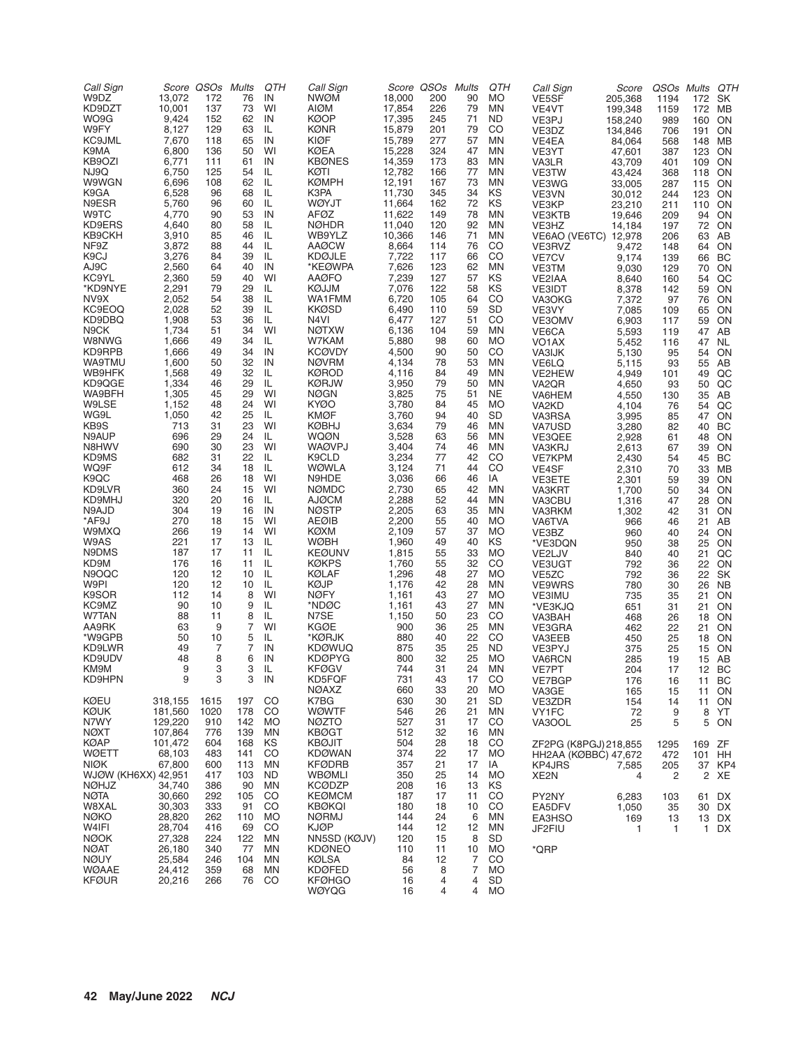| Call Sign | Score | QSOs | Mults | QTH |
|---|---|---|---|---|
| W9DZ | 13,072 | 172 | 76 | IN |
| KD9DZT | 10,001 | 137 | 73 | WI |
| WO9G | 9,424 | 152 | 62 | IN |
| W9FY | 8,127 | 129 | 63 | IL |
| KC9JML | 7,670 | 118 | 65 | IN |
| K9MA | 6,800 | 136 | 50 | WI |
| KB9OZI | 6,771 | 111 | 61 | IN |
| NJ9Q | 6,750 | 125 | 54 | IL |
| W9WGN | 6,696 | 108 | 62 | IL |
| K9GA | 6,528 | 96 | 68 | IL |
| N9ESR | 5,760 | 96 | 60 | IL |
| W9TC | 4,770 | 90 | 53 | IN |
| KD9ERS | 4,640 | 80 | 58 | IL |
| KB9CKH | 3,910 | 85 | 46 | IL |
| NF9Z | 3,872 | 88 | 44 | IL |
| K9CJ | 3,276 | 84 | 39 | IL |
| AJ9C | 2,560 | 64 | 40 | IN |
| KC9YL | 2,360 | 59 | 40 | WI |
| *KD9NYE | 2,291 | 79 | 29 | IL |
| NV9X | 2,052 | 54 | 38 | IL |
| KC9EOQ | 2,028 | 52 | 39 | IL |
| KD9DBQ | 1,908 | 53 | 36 | IL |
| N9CK | 1,734 | 51 | 34 | WI |
| W8NWG | 1,666 | 49 | 34 | IL |
| KD9RPB | 1,666 | 49 | 34 | IN |
| WA9TMU | 1,600 | 50 | 32 | IN |
| WB9HFK | 1,568 | 49 | 32 | IL |
| KD9QGE | 1,334 | 46 | 29 | IL |
| WA9BFH | 1,305 | 45 | 29 | WI |
| W9LSE | 1,152 | 48 | 24 | WI |
| WG9L | 1,050 | 42 | 25 | IL |
| KB9S | 713 | 31 | 23 | WI |
| N9AUP | 696 | 29 | 24 | IL |
| N8HWV | 690 | 30 | 23 | WI |
| KD9MS | 682 | 31 | 22 | IL |
| WQ9F | 612 | 34 | 18 | IL |
| K9QC | 468 | 26 | 18 | WI |
| KD9LVR | 360 | 24 | 15 | WI |
| KD9MHJ | 320 | 20 | 16 | IL |
| N9AJD | 304 | 19 | 16 | IN |
| *AF9J | 270 | 18 | 15 | WI |
| W9MXQ | 266 | 19 | 14 | WI |
| W9AS | 221 | 17 | 13 | IL |
| N9DMS | 187 | 17 | 11 | IL |
| KD9M | 176 | 16 | 11 | IL |
| N9OQC | 120 | 12 | 10 | IL |
| W9PI | 120 | 12 | 10 | IL |
| K9SOR | 112 | 14 | 8 | WI |
| KC9MZ | 90 | 10 | 9 | IL |
| W7TAN | 88 | 11 | 8 | IL |
| AA9RK | 63 | 9 | 7 | WI |
| *W9GPB | 50 | 10 | 5 | IL |
| KD9LWR | 49 | 7 | 7 | IN |
| KD9UDV | 48 | 8 | 6 | IN |
| KM9M | 9 | 3 | 3 | IL |
| KD9HPN | 9 | 3 | 3 | IN |
| KØEU | 318,155 | 1615 | 197 | CO |
| KØUK | 181,560 | 1020 | 178 | CO |
| N7WY | 129,220 | 910 | 142 | MO |
| NØXT | 107,864 | 776 | 139 | MN |
| KØAP | 101,472 | 604 | 168 | KS |
| WØETT | 68,103 | 483 | 141 | CO |
| NIØK | 67,800 | 600 | 113 | MN |
| WJØW (KH6XX) | 42,951 | 417 | 103 | ND |
| NØHJZ | 34,740 | 386 | 90 | MN |
| NØTA | 30,660 | 292 | 105 | CO |
| W8XAL | 30,303 | 333 | 91 | CO |
| NØKO | 28,820 | 262 | 110 | MO |
| W4IFI | 28,704 | 416 | 69 | CO |
| NØOK | 27,328 | 224 | 122 | MN |
| NØAT | 26,180 | 340 | 77 | MN |
| NØUY | 25,584 | 246 | 104 | MN |
| WØAAE | 24,412 | 359 | 68 | MN |
| KFØUR | 20,216 | 266 | 76 | CO |
| NWØM | 18,000 | 200 | 90 | MO |
| AIØM | 17,854 | 226 | 79 | MN |
| KØOP | 17,395 | 245 | 71 | ND |
| KØNR | 15,879 | 201 | 79 | CO |
| KIØF | 15,789 | 277 | 57 | MN |
| KØEA | 15,228 | 324 | 47 | MN |
| KBØNES | 14,359 | 173 | 83 | MN |
| KØTI | 12,782 | 166 | 77 | MN |
| KØMPH | 12,191 | 167 | 73 | MN |
| K3PA | 11,730 | 345 | 34 | KS |
| WØYJT | 11,664 | 162 | 72 | KS |
| AFØZ | 11,622 | 149 | 78 | MN |
| NØHDR | 11,040 | 120 | 92 | MN |
| WB9YLZ | 10,366 | 146 | 71 | MN |
| AAØCW | 8,664 | 114 | 76 | CO |
| KDØJLE | 7,722 | 117 | 66 | CO |
| *KEØWPA | 7,626 | 123 | 62 | MN |
| AAØFO | 7,239 | 127 | 57 | KS |
| KØJJM | 7,076 | 122 | 58 | KS |
| WA1FMM | 6,720 | 105 | 64 | CO |
| KKØSD | 6,490 | 110 | 59 | SD |
| N4VI | 6,477 | 127 | 51 | CO |
| NØTXW | 6,136 | 104 | 59 | MN |
| W7KAM | 5,880 | 98 | 60 | MO |
| KCØVDY | 4,500 | 90 | 50 | CO |
| NØVRM | 4,134 | 78 | 53 | MN |
| KØROD | 4,116 | 84 | 49 | MN |
| KØRJW | 3,950 | 79 | 50 | MN |
| NØGN | 3,825 | 75 | 51 | NE |
| KYØO | 3,780 | 84 | 45 | MO |
| KMØF | 3,760 | 94 | 40 | SD |
| KØBHJ | 3,634 | 79 | 46 | MN |
| WQØN | 3,528 | 63 | 56 | MN |
| WAØVPJ | 3,404 | 74 | 46 | MN |
| K9CLD | 3,234 | 77 | 42 | CO |
| WØWLA | 3,124 | 71 | 44 | CO |
| N9HDE | 3,036 | 66 | 46 | IA |
| NØMDC | 2,730 | 65 | 42 | MN |
| AJØCM | 2,288 | 52 | 44 | MN |
| NØSTP | 2,205 | 63 | 35 | MN |
| AEØIB | 2,200 | 55 | 40 | MO |
| KØXM | 2,109 | 57 | 37 | MO |
| WØBH | 1,960 | 49 | 40 | KS |
| KEØUNV | 1,815 | 55 | 33 | MO |
| KØKPS | 1,760 | 55 | 32 | CO |
| KØLAF | 1,296 | 48 | 27 | MO |
| KØJP | 1,176 | 42 | 28 | MN |
| NØFY | 1,161 | 43 | 27 | MO |
| *NDØC | 1,161 | 43 | 27 | MN |
| N7SE | 1,150 | 50 | 23 | CO |
| KGØE | 900 | 36 | 25 | MN |
| *KØRJK | 880 | 40 | 22 | CO |
| KDØWUQ | 875 | 35 | 25 | ND |
| KDØPYG | 800 | 32 | 25 | MO |
| KFØGV | 744 | 31 | 24 | MN |
| KD5FQF | 731 | 43 | 17 | CO |
| NØAXZ | 660 | 33 | 20 | MO |
| K7BG | 630 | 30 | 21 | SD |
| WØWTF | 546 | 26 | 21 | MN |
| NØZTO | 527 | 31 | 17 | CO |
| KBØGT | 512 | 32 | 16 | MN |
| KBØJIT | 504 | 28 | 18 | CO |
| KDØWAN | 374 | 22 | 17 | MO |
| KFØDRB | 357 | 21 | 17 | IA |
| WBØMLI | 350 | 25 | 14 | MO |
| KCØDZP | 208 | 16 | 13 | KS |
| KEØMCM | 187 | 17 | 11 | CO |
| KBØKQI | 180 | 18 | 10 | CO |
| NØRMJ | 144 | 24 | 6 | MN |
| KJØP | 144 | 12 | 12 | MN |
| NN5SD (KØJV) | 120 | 15 | 8 | SD |
| KDØNEO | 110 | 11 | 10 | MO |
| KØLSA | 84 | 12 | 7 | CO |
| KDØFED | 56 | 8 | 7 | MO |
| KFØHGO | 16 | 4 | 4 | SD |
| WØYQG | 16 | 4 | 4 | MO |
| VE5SF | 205,368 | 1194 | 172 | SK |
| VE4VT | 199,348 | 1159 | 172 | MB |
| VE3PJ | 158,240 | 989 | 160 | ON |
| VE3DZ | 134,846 | 706 | 191 | ON |
| VE4EA | 84,064 | 568 | 148 | MB |
| VE3YT | 47,601 | 387 | 123 | ON |
| VA3LR | 43,709 | 401 | 109 | ON |
| VE3TW | 43,424 | 368 | 118 | ON |
| VE3WG | 33,005 | 287 | 115 | ON |
| VE3VN | 30,012 | 244 | 123 | ON |
| VE3KP | 23,210 | 211 | 110 | ON |
| VE3KTB | 19,646 | 209 | 94 | ON |
| VE3HZ | 14,184 | 197 | 72 | ON |
| VE6AO (VE6TC) | 12,978 | 206 | 63 | AB |
| VE3RVZ | 9,472 | 148 | 64 | ON |
| VE7CV | 9,174 | 139 | 66 | BC |
| VE3TM | 9,030 | 129 | 70 | ON |
| VE2IAA | 8,640 | 160 | 54 | QC |
| VE3IDT | 8,378 | 142 | 59 | ON |
| VA3OKG | 7,372 | 97 | 76 | ON |
| VE3VY | 7,085 | 109 | 65 | ON |
| VE3OMV | 6,903 | 117 | 59 | ON |
| VE6CA | 5,593 | 119 | 47 | AB |
| VO1AX | 5,452 | 116 | 47 | NL |
| VA3IJK | 5,130 | 95 | 54 | ON |
| VE6LQ | 5,115 | 93 | 55 | AB |
| VE2HEW | 4,949 | 101 | 49 | QC |
| VA2QR | 4,650 | 93 | 50 | QC |
| VA6HEM | 4,550 | 130 | 35 | AB |
| VA2KD | 4,104 | 76 | 54 | QC |
| VA3RSA | 3,995 | 85 | 47 | ON |
| VA7USD | 3,280 | 82 | 40 | BC |
| VE3QEE | 2,928 | 61 | 48 | ON |
| VA3KRJ | 2,613 | 67 | 39 | ON |
| VE7KPM | 2,430 | 54 | 45 | BC |
| VE4SF | 2,310 | 70 | 33 | MB |
| VE3ETE | 2,301 | 59 | 39 | ON |
| VA3KRT | 1,700 | 50 | 34 | ON |
| VA3CBU | 1,316 | 47 | 28 | ON |
| VA3RKM | 1,302 | 42 | 31 | ON |
| VA6TVA | 966 | 46 | 21 | AB |
| VE3BZ | 960 | 40 | 24 | ON |
| *VE3DQN | 950 | 38 | 25 | ON |
| VE2LJV | 840 | 40 | 21 | QC |
| VE3UGT | 792 | 36 | 22 | ON |
| VE5ZC | 792 | 36 | 22 | SK |
| VE9WRS | 780 | 30 | 26 | NB |
| VE3IMU | 735 | 35 | 21 | ON |
| *VE3KJQ | 651 | 31 | 21 | ON |
| VA3BAH | 468 | 26 | 18 | ON |
| VE3GRA | 462 | 22 | 21 | ON |
| VA3EEB | 450 | 25 | 18 | ON |
| VE3PYJ | 375 | 25 | 15 | ON |
| VA6RCN | 285 | 19 | 15 | AB |
| VE7PT | 204 | 17 | 12 | BC |
| VE7BGP | 176 | 16 | 11 | BC |
| VA3GE | 165 | 15 | 11 | ON |
| VE3ZDR | 154 | 14 | 11 | ON |
| VY1FC | 72 | 9 | 8 | YT |
| VA3OOL | 25 | 5 | 5 | ON |
| ZF2PG (K8PGJ) | 218,855 | 1295 | 169 | ZF |
| HH2AA (KØBBC) | 47,672 | 472 | 101 | HH |
| KP4JRS | 7,585 | 205 | 37 | KP4 |
| XE2N | 4 | 2 | 2 | XE |
| PY2NY | 6,283 | 103 | 61 | DX |
| EA5DFV | 1,050 | 35 | 30 | DX |
| EA3HSO | 169 | 13 | 13 | DX |
| JF2FIU | 1 | 1 | 1 | DX |

*QRP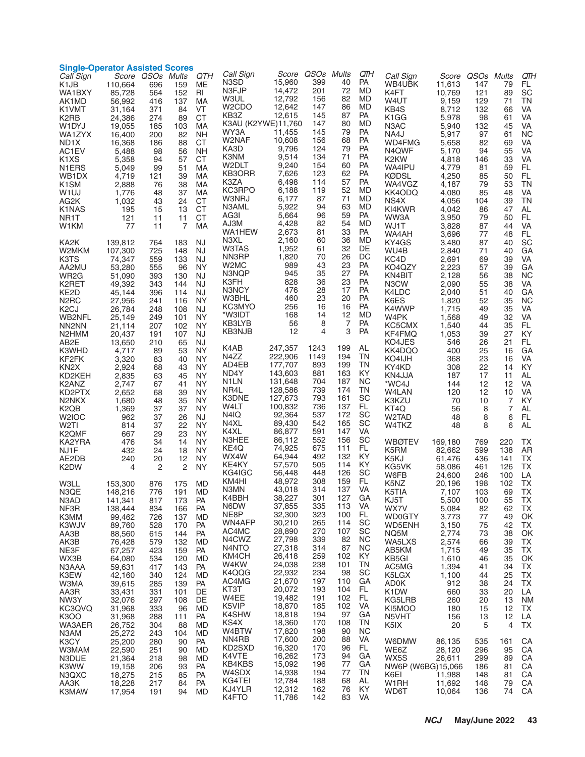## Single-Operator Assisted Scores

| Call Sign | Score | QSOs | Mults | QTH |
|---|---|---|---|---|
| K1JB | 110,664 | 696 | 159 | ME |
| WA1BXY | 85,728 | 564 | 152 | RI |
| AK1MD | 56,992 | 416 | 137 | MA |
| K1VMT | 31,164 | 371 | 84 | VT |
| K2RB | 24,386 | 274 | 89 | CT |
| W1DYJ | 19,055 | 185 | 103 | MA |
| WA1ZYX | 16,400 | 200 | 82 | NH |
| ND1X | 16,368 | 186 | 88 | CT |
| AC1EV | 5,488 | 98 | 56 | NH |
| K1XS | 5,358 | 94 | 57 | CT |
| N1ERS | 5,049 | 99 | 51 | MA |
| WB1DX | 4,719 | 121 | 39 | MA |
| K1SM | 2,888 | 76 | 38 | MA |
| W1UJ | 1,776 | 48 | 37 | MA |
| AG2K | 1,032 | 43 | 24 | CT |
| K1NAS | 195 | 15 | 13 | CT |
| NR1T | 121 | 11 | 11 | CT |
| W1KM | 77 | 11 | 7 | MA |
| | | | | |
| KA2K | 139,812 | 764 | 183 | NJ |
| W2MKM | 107,300 | 725 | 148 | NJ |
| K3TS | 74,347 | 559 | 133 | NJ |
| AA2MU | 53,280 | 555 | 96 | NY |
| WR2G | 51,090 | 393 | 130 | NJ |
| K2RET | 49,392 | 343 | 144 | NJ |
| KE2D | 45,144 | 396 | 114 | NJ |
| N2RC | 27,956 | 241 | 116 | NY |
| K2CJ | 26,784 | 248 | 108 | NJ |
| WB2NFL | 25,149 | 249 | 101 | NY |
| NN2NN | 21,114 | 207 | 102 | NY |
| N2HMM | 20,437 | 191 | 107 | NJ |
| AB2E | 13,650 | 210 | 65 | NJ |
| K3WHD | 4,717 | 89 | 53 | NY |
| KF2FK | 3,320 | 83 | 40 | NY |
| KN2X | 2,924 | 68 | 43 | NY |
| KD2KEH | 2,835 | 63 | 45 | NY |
| K2ANZ | 2,747 | 67 | 41 | NY |
| KD2PTX | 2,652 | 68 | 39 | NY |
| N2NKX | 1,680 | 48 | 35 | NY |
| K2QB | 1,369 | 37 | 37 | NY |
| W2IOC | 962 | 37 | 26 | NJ |
| W2TI | 814 | 37 | 22 | NY |
| K2QMF | 667 | 29 | 23 | NY |
| KA2YRA | 476 | 34 | 14 | NY |
| NJ1F | 432 | 24 | 18 | NY |
| AE2DB | 240 | 20 | 12 | NY |
| K2DW | 4 | 2 | 2 | NY |
| | | | | |
| W3LL | 153,300 | 876 | 175 | MD |
| N3QE | 148,216 | 776 | 191 | MD |
| N3AD | 141,341 | 817 | 173 | PA |
| NF3R | 138,444 | 834 | 166 | PA |
| K3MM | 99,462 | 726 | 137 | MD |
| K3WJV | 89,760 | 528 | 170 | PA |
| AA3B | 88,560 | 615 | 144 | PA |
| AK3B | 76,428 | 579 | 132 | MD |
| NE3F | 67,257 | 423 | 159 | PA |
| WX3B | 64,080 | 534 | 120 | MD |
| N3AAA | 59,631 | 417 | 143 | PA |
| K3EW | 42,160 | 340 | 124 | MD |
| W3MA | 39,615 | 285 | 139 | PA |
| AA3R | 33,431 | 331 | 101 | DE |
| NW3Y | 32,076 | 297 | 108 | DE |
| KC3QVQ | 31,968 | 333 | 96 | MD |
| K3OO | 31,968 | 288 | 111 | PA |
| WA3AER | 26,752 | 304 | 88 | MD |
| N3AM | 25,272 | 243 | 104 | MD |
| K3CY | 25,200 | 280 | 90 | PA |
| W3MAM | 22,590 | 251 | 90 | MD |
| N3DUE | 21,364 | 218 | 98 | MD |
| K3WW | 19,158 | 206 | 93 | PA |
| N3QXC | 18,275 | 215 | 85 | PA |
| AA3K | 18,228 | 217 | 84 | PA |
| K3MAW | 17,954 | 191 | 94 | MD |
| N3SD | 15,960 | 399 | 40 | PA |
| N3FJP | 14,472 | 201 | 72 | MD |
| W3UL | 12,792 | 156 | 82 | MD |
| W2CDO | 12,642 | 147 | 86 | MD |
| KB3Z | 12,615 | 145 | 87 | PA |
| K3AU (K2YWE) | 11,760 | 147 | 80 | MD |
| WY3A | 11,455 | 145 | 79 | PA |
| W2NAF | 10,608 | 156 | 68 | PA |
| KA3D | 9,796 | 124 | 79 | PA |
| K3NM | 9,514 | 134 | 71 | PA |
| W2DLT | 9,240 | 154 | 60 | PA |
| KB3ORR | 7,626 | 123 | 62 | PA |
| K3ZA | 6,498 | 114 | 57 | PA |
| KC3RPO | 6,188 | 119 | 52 | MD |
| W3NRJ | 6,177 | 87 | 71 | MD |
| N3AML | 5,922 | 94 | 63 | MD |
| AG3I | 5,664 | 96 | 59 | PA |
| AJ3M | 4,428 | 82 | 54 | MD |
| WA1HEW | 2,673 | 81 | 33 | PA |
| N3XL | 2,160 | 60 | 36 | MD |
| W3TAS | 1,952 | 61 | 32 | DE |
| NN3RP | 1,820 | 70 | 26 | DC |
| W2MC | 989 | 43 | 23 | PA |
| N3NQP | 945 | 35 | 27 | PA |
| K3FH | 828 | 36 | 23 | PA |
| N3NCY | 476 | 28 | 17 | PA |
| W3BHL | 460 | 23 | 20 | PA |
| KC3MYO | 256 | 16 | 16 | PA |
| *W3IDT | 168 | 14 | 12 | MD |
| KB3LYB | 56 | 8 | 7 | PA |
| KB3NJB | 12 | 4 | 3 | PA |
| | | | | |
| K4AB | 247,357 | 1243 | 199 | AL |
| N4ZZ | 222,906 | 1149 | 194 | TN |
| AD4EB | 177,707 | 893 | 199 | TN |
| ND4Y | 143,603 | 881 | 163 | KY |
| N1LN | 131,648 | 704 | 187 | NC |
| NR4L | 128,586 | 739 | 174 | TN |
| K3DNE | 127,673 | 793 | 161 | SC |
| W4LT | 100,832 | 736 | 137 | FL |
| N4IQ | 92,364 | 537 | 172 | SC |
| N4XL | 89,430 | 542 | 165 | SC |
| K4XL | 86,877 | 591 | 147 | VA |
| N3HEE | 86,112 | 552 | 156 | SC |
| KE4Q | 74,925 | 675 | 111 | FL |
| WX4W | 64,944 | 492 | 132 | KY |
| KE4KY | 57,570 | 505 | 114 | KY |
| KG4IGC | 56,448 | 448 | 126 | SC |
| KM4HI | 48,972 | 308 | 159 | FL |
| N3MN | 43,018 | 314 | 137 | VA |
| K4BBH | 38,227 | 301 | 127 | GA |
| N6DW | 37,855 | 335 | 113 | VA |
| NE8P | 32,300 | 323 | 100 | FL |
| WN4AFP | 30,210 | 265 | 114 | SC |
| AC4MC | 28,890 | 270 | 107 | SC |
| N4CWZ | 27,798 | 339 | 82 | NC |
| N4NTO | 27,318 | 314 | 87 | NC |
| KM4CH | 26,418 | 259 | 102 | KY |
| W4KW | 24,038 | 238 | 101 | TN |
| K4QQG | 22,932 | 234 | 98 | SC |
| AC4MG | 21,670 | 197 | 110 | GA |
| KT3T | 20,072 | 193 | 104 | FL |
| W4EE | 19,482 | 191 | 102 | FL |
| K5VIP | 18,870 | 185 | 102 | VA |
| K4SHW | 18,818 | 194 | 97 | GA |
| KS4X | 18,360 | 170 | 108 | TN |
| W4BTW | 17,820 | 198 | 90 | NC |
| NN4RB | 17,600 | 200 | 88 | VA |
| KD2SXD | 16,320 | 170 | 96 | FL |
| K4VTE | 16,262 | 173 | 94 | GA |
| KB4KBS | 15,092 | 196 | 77 | GA |
| W4SDX | 14,938 | 194 | 77 | TN |
| KG4TEI | 12,784 | 188 | 68 | AL |
| KJ4YLR | 12,312 | 162 | 76 | KY |
| K4FTO | 11,786 | 142 | 83 | VA |
| WB4UBK | 11,613 | 147 | 79 | FL |
| K4FT | 10,769 | 121 | 89 | SC |
| W4UT | 9,159 | 129 | 71 | TN |
| KB4S | 8,712 | 132 | 66 | VA |
| K1GG | 5,978 | 98 | 61 | VA |
| N3AC | 5,940 | 132 | 45 | VA |
| NA4J | 5,917 | 97 | 61 | NC |
| WD4FMG | 5,658 | 82 | 69 | VA |
| N4QWF | 5,170 | 94 | 55 | VA |
| K2KW | 4,818 | 146 | 33 | VA |
| WA4IPU | 4,779 | 81 | 59 | FL |
| KØDSL | 4,250 | 85 | 50 | FL |
| WA4VGZ | 4,187 | 79 | 53 | TN |
| KK4ODQ | 4,080 | 85 | 48 | VA |
| NS4X | 4,056 | 104 | 39 | TN |
| KI4KWR | 4,042 | 86 | 47 | AL |
| WW3A | 3,950 | 79 | 50 | FL |
| WJ1T | 3,828 | 87 | 44 | VA |
| WA4AH | 3,696 | 77 | 48 | FL |
| KY4GS | 3,480 | 87 | 40 | SC |
| WU4B | 2,840 | 71 | 40 | GA |
| KC4D | 2,691 | 69 | 39 | VA |
| KO4QZY | 2,223 | 57 | 39 | GA |
| KN4BIT | 2,128 | 56 | 38 | NC |
| N3CW | 2,090 | 55 | 38 | VA |
| K4LDC | 2,040 | 51 | 40 | GA |
| K6ES | 1,820 | 52 | 35 | NC |
| K4WWP | 1,715 | 49 | 35 | VA |
| W4PK | 1,568 | 49 | 32 | VA |
| KC5CMX | 1,540 | 44 | 35 | FL |
| KF4FMQ | 1,053 | 39 | 27 | KY |
| KO4JES | 546 | 26 | 21 | FL |
| KK4DQO | 400 | 25 | 16 | GA |
| KO4IJH | 368 | 23 | 16 | VA |
| KY4KD | 308 | 22 | 14 | KY |
| KN4JJA | 187 | 17 | 11 | AL |
| *WC4J | 144 | 12 | 12 | VA |
| W4LAN | 120 | 12 | 10 | VA |
| K3KZU | 70 | 10 | 7 | KY |
| KT4Q | 56 | 8 | 7 | AL |
| W2TAD | 48 | 8 | 6 | FL |
| W4TKZ | 48 | 8 | 6 | AL |
| | | | | |
| WBØTEV | 169,180 | 769 | 220 | TX |
| K5RM | 82,662 | 599 | 138 | AR |
| K5KJ | 61,476 | 436 | 141 | TX |
| KG5VK | 58,086 | 461 | 126 | TX |
| W6FB | 24,600 | 246 | 100 | LA |
| K5NZ | 20,196 | 198 | 102 | TX |
| K5TIA | 7,107 | 103 | 69 | TX |
| KJ5T | 5,500 | 100 | 55 | TX |
| WX7V | 5,084 | 82 | 62 | TX |
| WDØGTY | 3,773 | 77 | 49 | OK |
| WD5ENH | 3,150 | 75 | 42 | TX |
| NQ5M | 2,774 | 73 | 38 | OK |
| WA5LXS | 2,574 | 66 | 39 | TX |
| AB5KM | 1,715 | 49 | 35 | TX |
| KB5GI | 1,610 | 46 | 35 | OK |
| AC5MG | 1,394 | 41 | 34 | TX |
| K5LGX | 1,100 | 44 | 25 | TX |
| ADØK | 912 | 38 | 24 | TX |
| K1DW | 660 | 33 | 20 | LA |
| KG5LRB | 260 | 20 | 13 | NM |
| KI5MOO | 180 | 15 | 12 | TX |
| N5VHT | 156 | 13 | 12 | LA |
| K5IX | 20 | 5 | 4 | TX |
| | | | | |
| W6DMW | 86,135 | 535 | 161 | CA |
| WE6Z | 28,120 | 296 | 95 | CA |
| WX5S | 26,611 | 299 | 89 | CA |
| NW6P (W6BG) | 15,066 | 186 | 81 | CA |
| K6EI | 11,988 | 148 | 81 | CA |
| W1RH | 11,692 | 148 | 79 | CA |
| WD6T | 10,064 | 136 | 74 | CA |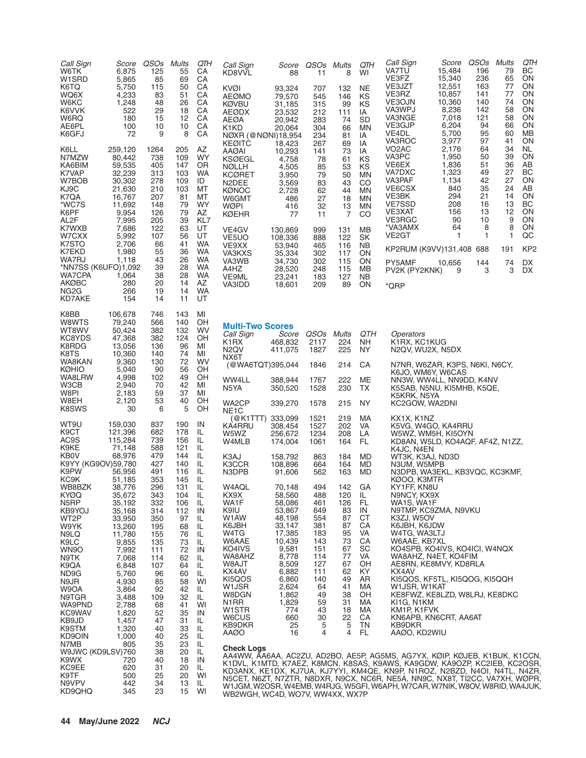| Call Sign | Score | QSOs | Mults | QTH |
|---|---|---|---|---|
| W6TK | 6,875 | 125 | 55 | CA |
| W1SRD | 5,865 | 85 | 69 | CA |
| K6TQ | 5,750 | 115 | 50 | CA |
| WQ6X | 4,233 | 83 | 51 | CA |
| W6KC | 1,248 | 48 | 26 | CA |
| K6VVK | 522 | 29 | 18 | CA |
| W6RQ | 180 | 15 | 12 | CA |
| AE6PL | 100 | 10 | 10 | CA |
| K6GFJ | 72 | 9 | 8 | CA |
| | | | | |
| K6LL | 259,120 | 1264 | 205 | AZ |
| N7MZW | 80,442 | 738 | 109 | WY |
| KA6BIM | 59,535 | 405 | 147 | OR |
| K7VAP | 32,239 | 313 | 103 | WA |
| W7BOB | 30,302 | 278 | 109 | ID |
| KJ9C | 21,630 | 210 | 103 | MT |
| K7QA | 16,767 | 207 | 81 | MT |
| *WC7S | 11,692 | 148 | 79 | WY |
| K6PF | 9,954 | 126 | 79 | AZ |
| AL2F | 7,995 | 205 | 39 | KL7 |
| K7WXB | 7,686 | 122 | 63 | UT |
| W7CXX | 5,992 | 107 | 56 | UT |
| K7STO | 2,706 | 66 | 41 | WA |
| K7EKD | 1,980 | 55 | 36 | WA |
| WA7RJ | 1,118 | 43 | 26 | WA |
| *NN7SS (K6UFO) | 1,092 | 39 | 28 | WA |
| WA7CPA | 1,064 | 38 | 28 | WA |
| AKØBC | 280 | 20 | 14 | AZ |
| NG2G | 266 | 19 | 14 | WA |
| KD7AKE | 154 | 14 | 11 | UT |
| | | | | |
| K8BB | 106,678 | 746 | 143 | MI |
| W8WTS | 79,240 | 566 | 140 | OH |
| WT8WV | 50,424 | 382 | 132 | WV |
| KC8YDS | 47,368 | 382 | 124 | OH |
| K8RDG | 13,056 | 136 | 96 | MI |
| K8TS | 10,360 | 140 | 74 | MI |
| WA8KAN | 9,360 | 130 | 72 | WV |
| KØHIO | 5,040 | 90 | 56 | OH |
| WA8LRW | 4,998 | 102 | 49 | OH |
| W3CB | 2,940 | 70 | 42 | MI |
| W8PI | 2,183 | 59 | 37 | MI |
| W8EH | 2,120 | 53 | 40 | OH |
| K8SWS | 30 | 6 | 5 | OH |
| | | | | |
| WT9U | 159,030 | 837 | 190 | IN |
| K9CT | 121,396 | 682 | 178 | IL |
| AC9S | 115,284 | 739 | 156 | IL |
| K9KE | 71,148 | 588 | 121 | IL |
| KB0V | 68,976 | 479 | 144 | IL |
| K9YY (KG9OV) | 59,780 | 427 | 140 | IL |
| K9PW | 56,956 | 491 | 116 | IL |
| KC9K | 51,185 | 353 | 145 | IL |
| WB8BZK | 38,776 | 296 | 131 | IL |
| KYØQ | 35,672 | 343 | 104 | IL |
| N5RP | 35,192 | 332 | 106 | IL |
| KB9YOJ | 35,168 | 314 | 112 | IN |
| WT2P | 33,950 | 350 | 97 | IL |
| W9YK | 13,260 | 195 | 68 | IL |
| N9LQ | 11,780 | 155 | 76 | IL |
| K9LC | 9,855 | 135 | 73 | IL |
| WN9O | 7,992 | 111 | 72 | IN |
| N9TK | 7,068 | 114 | 62 | IL |
| K9QA | 6,848 | 107 | 64 | IL |
| ND9G | 5,760 | 96 | 60 | IL |
| N9JR | 4,930 | 85 | 58 | WI |
| W9OA | 3,864 | 92 | 42 | IL |
| N9TGR | 3,488 | 109 | 32 | IL |
| WA9PND | 2,788 | 68 | 41 | WI |
| KC9WAV | 1,820 | 52 | 35 | IN |
| KB9JD | 1,457 | 47 | 31 | IL |
| K9STM | 1,320 | 40 | 33 | IL |
| KD9OIN | 1,000 | 40 | 25 | IL |
| N7MB | 805 | 35 | 23 | IL |
| W9JWC (KD9LSV) | 760 | 38 | 20 | IL |
| K9WX | 720 | 40 | 18 | IN |
| KC9EE | 620 | 31 | 20 | IL |
| K9TF | 500 | 25 | 20 | WI |
| N9VPV | 442 | 34 | 13 | IL |
| KD9QHQ | 345 | 23 | 15 | WI |

| Call Sign | Score | QSOs | Mults | QTH |
|---|---|---|---|---|
| KD8VVL | 88 | 11 | 8 | WI |
| | | | | |
| KVØI | 93,324 | 707 | 132 | NE |
| AEØMO | 79,570 | 545 | 146 | KS |
| KØVBU | 31,185 | 315 | 99 | KS |
| AEØDX | 23,532 | 212 | 111 | IA |
| AEØA | 20,942 | 283 | 74 | SD |
| K1KD | 20,064 | 304 | 66 | MN |
| NØXR (@NØNI) | 18,954 | 234 | 81 | IA |
| KEØITC | 18,423 | 267 | 69 | IA |
| AAØAI | 10,293 | 141 | 73 | IA |
| KSØEGL | 4,758 | 78 | 61 | KS |
| NØLLH | 4,505 | 85 | 53 | KS |
| KCØRET | 3,950 | 79 | 50 | MN |
| N2DEE | 3,569 | 83 | 43 | CO |
| KØNOC | 2,728 | 62 | 44 | MN |
| W6GMT | 486 | 27 | 18 | MN |
| WØPI | 416 | 32 | 13 | MN |
| KØEHR | 77 | 11 | 7 | CO |
| | | | | |
| VE4GV | 130,869 | 999 | 131 | MB |
| VE5UO | 108,336 | 888 | 122 | SK |
| VE9XX | 53,940 | 465 | 116 | NB |
| VA3KXS | 35,334 | 302 | 117 | ON |
| VA3WB | 34,730 | 302 | 115 | ON |
| A4HZ | 28,520 | 248 | 115 | MB |
| VE9ML | 23,241 | 183 | 127 | NB |
| VA3IDD | 18,601 | 209 | 89 | ON |

| Call Sign | Score | QSOs | Mults | QTH |
|---|---|---|---|---|
| VA7TU | 15,484 | 196 | 79 | BC |
| VE3FZ | 15,340 | 236 | 65 | ON |
| VE3JZT | 12,551 | 163 | 77 | ON |
| VE3RZ | 10,857 | 141 | 77 | ON |
| VE3OJN | 10,360 | 140 | 74 | ON |
| VA3WPJ | 8,236 | 142 | 58 | ON |
| VA3NGE | 7,018 | 121 | 58 | ON |
| VE3GJP | 6,204 | 94 | 66 | ON |
| VE4DL | 5,700 | 95 | 60 | MB |
| VA3ROC | 3,977 | 97 | 41 | ON |
| VO2AC | 2,176 | 64 | 34 | NL |
| VA3PC | 1,950 | 50 | 39 | ON |
| VE6EX | 1,836 | 51 | 36 | AB |
| VA7DXC | 1,323 | 49 | 27 | BC |
| VA3PAF | 1,134 | 42 | 27 | ON |
| VE6CSX | 840 | 35 | 24 | AB |
| VE3BK | 294 | 21 | 14 | ON |
| VE7SSD | 208 | 16 | 13 | BC |
| VE3XAT | 156 | 13 | 12 | ON |
| VE3RGC | 90 | 10 | 9 | ON |
| *VA3AMX | 64 | 8 | 8 | ON |
| VE2GT | 1 | 1 | 1 | QC |
| | | | | |
| KP2RUM (K9VV) | 131,408 | 688 | 191 | KP2 |
| | | | | |
| PY5AMF | 10,656 | 144 | 74 | DX |
| PV2K (PY2KNK) | 9 | 3 | 3 | DX |

*QRP

## Multi-Two Scores

| Call Sign | Score | QSOs | Mults | QTH | Operators |
|---|---|---|---|---|---|
| K1RX | 468,832 | 2117 | 224 | NH | K1RX, KC1KUG |
| N2QV | 411,075 | 1827 | 225 | NY | N2QV, WU2X, N5DX |
| NX6T (@WA6TQT) | 395,044 | 1846 | 214 | CA | N7NR, W6ZAR, K3PS, N6KI, N6CY, K6JO, WM6Y, W6CAS |
| WW4LL | 388,944 | 1767 | 222 | ME | NN3W, WW4LL, NN9DD, K4NV |
| N5YA | 350,520 | 1528 | 230 | TX | K5SAB, N5NU, KI5MHB, K5QE, K5KRK, N5YA |
| WA2CP | 339,270 | 1578 | 215 | NY | KC2GOW, WA2DNI |
| NE1C (@K1TTT) | 333,099 | 1521 | 219 | MA | KX1X, K1NZ |
| KA4RRU | 308,454 | 1527 | 202 | VA | K5VG, W4GO, KA4RRU |
| W5WZ | 256,672 | 1234 | 208 | LA | W5WZ, WM5H, KI5OYN |
| W4MLB | 174,004 | 1061 | 164 | FL | KD8AN, W5LD, KO4AQF, AF4Z, N1ZZ, K4JC, N4EN |
| K3AJ | 158,792 | 863 | 184 | MD | WT3K, K3AJ, ND3D |
| K3CCR | 108,896 | 664 | 164 | MD | N3UM, W5MPB |
| N3DPB | 91,606 | 562 | 163 | MD | N3DPB, WA3EKL, KB3VQC, KC3KMF, KØOO, K3MTR |
| W4AQL | 70,148 | 494 | 142 | GA | KY1FF, KN8U |
| KX9X | 58,560 | 488 | 120 | IL | N9NCY, KX9X |
| WA1F | 58,086 | 461 | 126 | FL | WA1S, WA1F |
| K9IU | 53,867 | 649 | 83 | IN | N9TMP, KC9ZMA, N9VKU |
| W1AW | 48,198 | 554 | 87 | CT | K3ZJ, W5OV |
| K6JBH | 33,147 | 381 | 87 | CA | K6JBH, K6JDW |
| W4TG | 17,385 | 183 | 95 | VA | W4TG, WA3LTJ |
| W6AAE | 10,439 | 143 | 73 | CA | W6AAE, KB7XL |
| KO4IVS | 9,581 | 151 | 67 | SC | KO4SPB, KO4IVS, KO4ICI, W4NQX |
| WA8AHZ | 8,778 | 114 | 77 | VA | WA8AHZ, N4ET, KO4FIM |
| W8AJT | 8,509 | 127 | 67 | OH | AE8RN, KE8MVY, KD8RLA |
| KX4AV | 6,882 | 111 | 62 | KY | KX4AV |
| KI5QOS | 6,860 | 140 | 49 | AR | KI5QOS, KF5TL, KI5QOG, KI5QQH |
| W1JSR | 2,624 | 64 | 41 | MA | W1JSR, W1KAT |
| W8DGN | 1,862 | 49 | 38 | OH | KE8FWZ, KE8LZD, W8LRJ, KE8DKC |
| N1RR | 1,829 | 59 | 31 | MA | KI1G, N1KM |
| W1STR | 774 | 43 | 18 | MA | KM1P, K1FVK |
| W6CUS | 660 | 30 | 22 | CA | KN6APB, KN6CRT, AA6AT |
| KB9DKR | 25 | 5 | 5 | TN | KB9DKR |
| AAØO | 16 | 4 | 4 | FL | AAØO, KD2WIU |

**Check Logs**

AA4WW, AA6AA, AC2ZU, AD2BO, AE5P, AG5MS, AG7YX, KØIP, KØJEB, K1BUK, K1CCN, K1DVL, K1MTD, K7AEZ, K8MCN, K8SAS, K9AWS, KA9GDW, KA9OZP, KC2IEB, KC2OSR, KD3ANX, KE1DX, KJ7UA, KJ7YYI, KM4QE, KN9P, N1ROZ, N2BZD, N4OI, N4TL, N4ZR, N5CET, N6ZT, N7ZTR, N8DXR, N9CX, NC6R, NE5A, NN9C, NX8T, TI2CC, VA7XH, WØPR, W1JGM, W2OSR, W4EMB, W4RJG, W5GFI, W6APH, W7CAR, W7NIK, W8OV, W8RID, WA4JUK, WB2WGH, WC4D, WO7V, WW4XX, WX7P